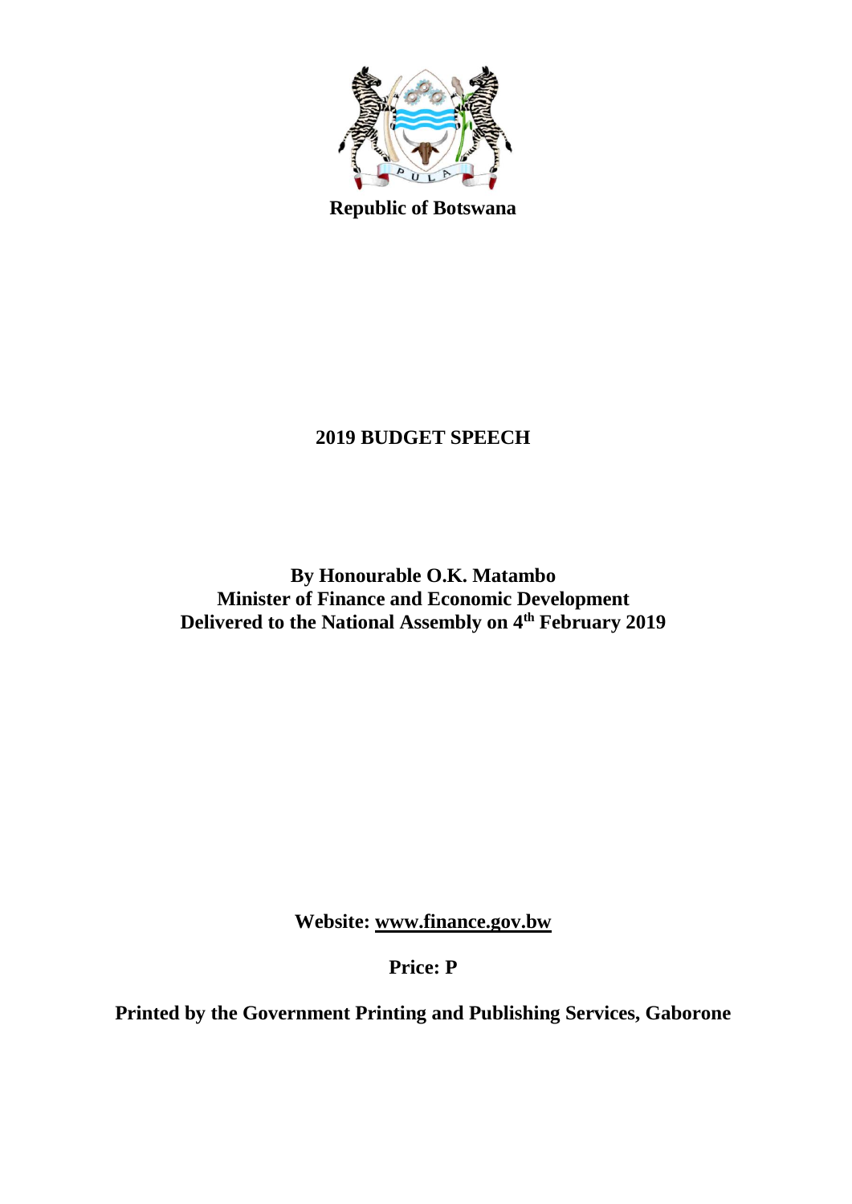**Republic of Botswana**

# 2019 BUDGET SPEECH

**By Honourable O.K. Matambo**
**Minister of Finance and Economic Development**
**Delivered to the National Assembly on 4th February 2019**

**Website: www.finance.gov.bw**

**Price: P**

**Printed by the Government Printing and Publishing Services, Gaborone**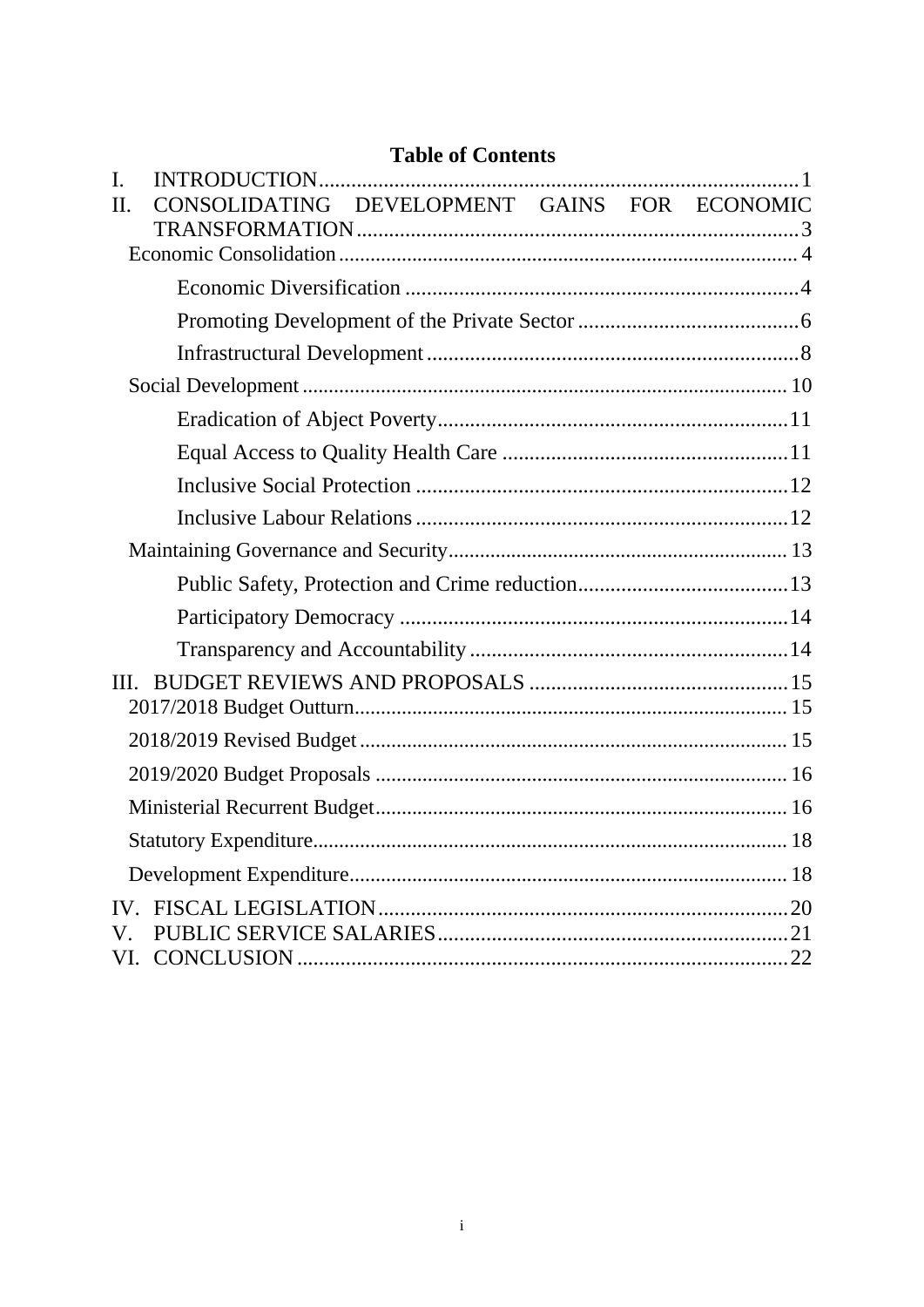# Table of Contents

- I. INTRODUCTION ........ 1
- II. CONSOLIDATING DEVELOPMENT GAINS FOR ECONOMIC TRANSFORMATION ........ 3
  - Economic Consolidation ........ 4
    - Economic Diversification ........ 4
    - Promoting Development of the Private Sector ........ 6
    - Infrastructural Development ........ 8
  - Social Development ........ 10
    - Eradication of Abject Poverty ........ 11
    - Equal Access to Quality Health Care ........ 11
    - Inclusive Social Protection ........ 12
    - Inclusive Labour Relations ........ 12
  - Maintaining Governance and Security ........ 13
    - Public Safety, Protection and Crime reduction ........ 13
    - Participatory Democracy ........ 14
    - Transparency and Accountability ........ 14
- III. BUDGET REVIEWS AND PROPOSALS ........ 15
  - 2017/2018 Budget Outturn ........ 15
  - 2018/2019 Revised Budget ........ 15
  - 2019/2020 Budget Proposals ........ 16
  - Ministerial Recurrent Budget ........ 16
  - Statutory Expenditure ........ 18
  - Development Expenditure ........ 18
- IV. FISCAL LEGISLATION ........ 20
- V. PUBLIC SERVICE SALARIES ........ 21
- VI. CONCLUSION ........ 22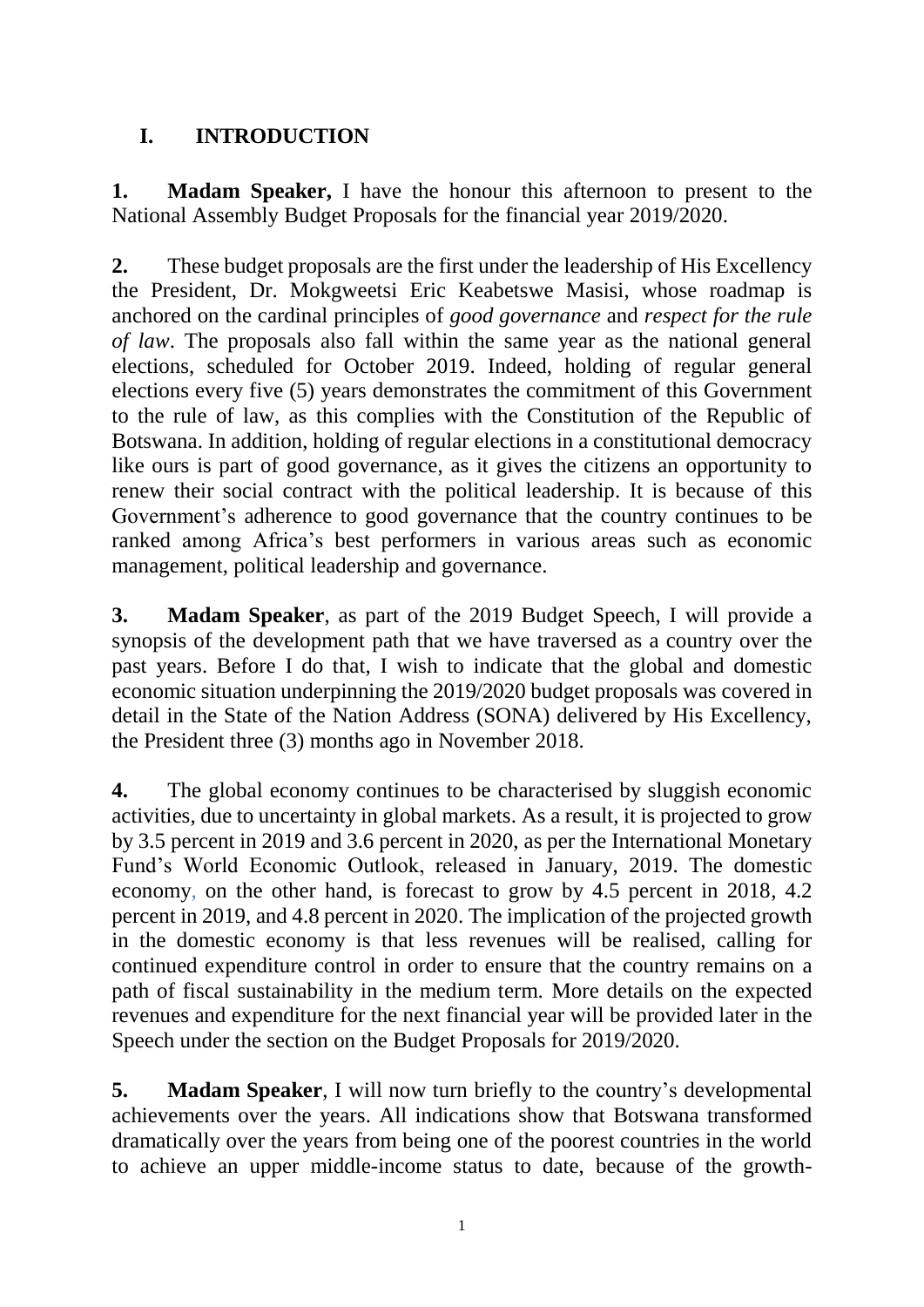## I. INTRODUCTION

**1. Madam Speaker,** I have the honour this afternoon to present to the National Assembly Budget Proposals for the financial year 2019/2020.

**2.** These budget proposals are the first under the leadership of His Excellency the President, Dr. Mokgweetsi Eric Keabetswe Masisi, whose roadmap is anchored on the cardinal principles of *good governance* and *respect for the rule of law*. The proposals also fall within the same year as the national general elections, scheduled for October 2019. Indeed, holding of regular general elections every five (5) years demonstrates the commitment of this Government to the rule of law, as this complies with the Constitution of the Republic of Botswana. In addition, holding of regular elections in a constitutional democracy like ours is part of good governance, as it gives the citizens an opportunity to renew their social contract with the political leadership. It is because of this Government's adherence to good governance that the country continues to be ranked among Africa's best performers in various areas such as economic management, political leadership and governance.

**3. Madam Speaker**, as part of the 2019 Budget Speech, I will provide a synopsis of the development path that we have traversed as a country over the past years. Before I do that, I wish to indicate that the global and domestic economic situation underpinning the 2019/2020 budget proposals was covered in detail in the State of the Nation Address (SONA) delivered by His Excellency, the President three (3) months ago in November 2018.

**4.** The global economy continues to be characterised by sluggish economic activities, due to uncertainty in global markets. As a result, it is projected to grow by 3.5 percent in 2019 and 3.6 percent in 2020, as per the International Monetary Fund's World Economic Outlook, released in January, 2019. The domestic economy, on the other hand, is forecast to grow by 4.5 percent in 2018, 4.2 percent in 2019, and 4.8 percent in 2020. The implication of the projected growth in the domestic economy is that less revenues will be realised, calling for continued expenditure control in order to ensure that the country remains on a path of fiscal sustainability in the medium term. More details on the expected revenues and expenditure for the next financial year will be provided later in the Speech under the section on the Budget Proposals for 2019/2020.

**5. Madam Speaker**, I will now turn briefly to the country's developmental achievements over the years. All indications show that Botswana transformed dramatically over the years from being one of the poorest countries in the world to achieve an upper middle-income status to date, because of the growth-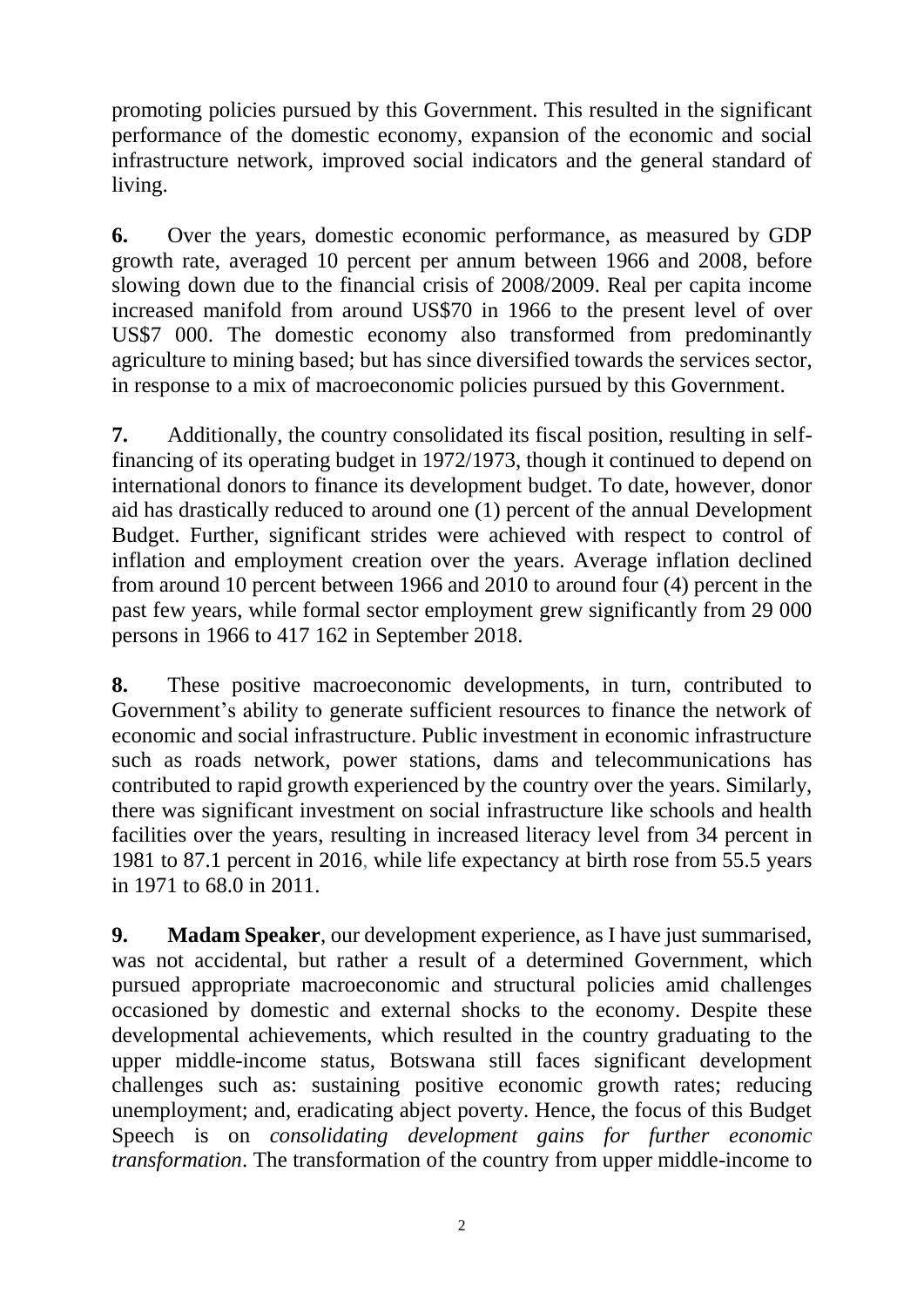promoting policies pursued by this Government. This resulted in the significant performance of the domestic economy, expansion of the economic and social infrastructure network, improved social indicators and the general standard of living.

**6.** Over the years, domestic economic performance, as measured by GDP growth rate, averaged 10 percent per annum between 1966 and 2008, before slowing down due to the financial crisis of 2008/2009. Real per capita income increased manifold from around US$70 in 1966 to the present level of over US$7 000. The domestic economy also transformed from predominantly agriculture to mining based; but has since diversified towards the services sector, in response to a mix of macroeconomic policies pursued by this Government.

**7.** Additionally, the country consolidated its fiscal position, resulting in self-financing of its operating budget in 1972/1973, though it continued to depend on international donors to finance its development budget. To date, however, donor aid has drastically reduced to around one (1) percent of the annual Development Budget. Further, significant strides were achieved with respect to control of inflation and employment creation over the years. Average inflation declined from around 10 percent between 1966 and 2010 to around four (4) percent in the past few years, while formal sector employment grew significantly from 29 000 persons in 1966 to 417 162 in September 2018.

**8.** These positive macroeconomic developments, in turn, contributed to Government's ability to generate sufficient resources to finance the network of economic and social infrastructure. Public investment in economic infrastructure such as roads network, power stations, dams and telecommunications has contributed to rapid growth experienced by the country over the years. Similarly, there was significant investment on social infrastructure like schools and health facilities over the years, resulting in increased literacy level from 34 percent in 1981 to 87.1 percent in 2016, while life expectancy at birth rose from 55.5 years in 1971 to 68.0 in 2011.

**9.** **Madam Speaker**, our development experience, as I have just summarised, was not accidental, but rather a result of a determined Government, which pursued appropriate macroeconomic and structural policies amid challenges occasioned by domestic and external shocks to the economy. Despite these developmental achievements, which resulted in the country graduating to the upper middle-income status, Botswana still faces significant development challenges such as: sustaining positive economic growth rates; reducing unemployment; and, eradicating abject poverty. Hence, the focus of this Budget Speech is on *consolidating development gains for further economic transformation*. The transformation of the country from upper middle-income to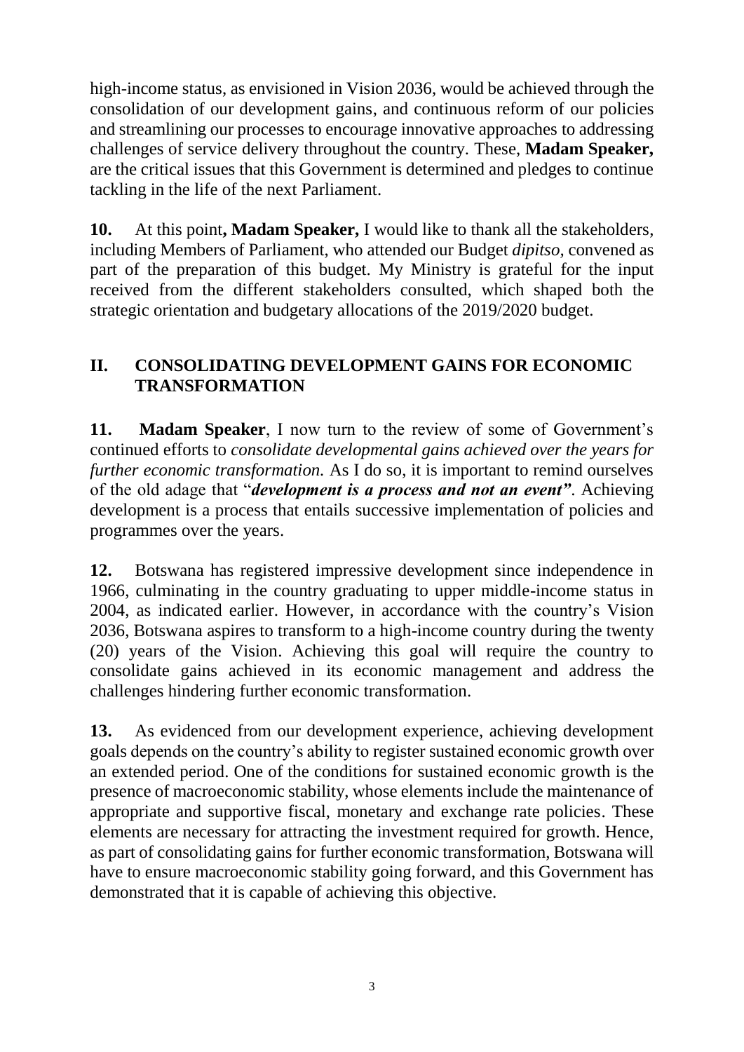high-income status, as envisioned in Vision 2036, would be achieved through the consolidation of our development gains, and continuous reform of our policies and streamlining our processes to encourage innovative approaches to addressing challenges of service delivery throughout the country. These, **Madam Speaker,** are the critical issues that this Government is determined and pledges to continue tackling in the life of the next Parliament.

**10.** At this point**, Madam Speaker,** I would like to thank all the stakeholders, including Members of Parliament, who attended our Budget *dipitso*, convened as part of the preparation of this budget. My Ministry is grateful for the input received from the different stakeholders consulted, which shaped both the strategic orientation and budgetary allocations of the 2019/2020 budget.

## II. CONSOLIDATING DEVELOPMENT GAINS FOR ECONOMIC TRANSFORMATION

**11.** **Madam Speaker**, I now turn to the review of some of Government's continued efforts to *consolidate developmental gains achieved over the years for further economic transformation.* As I do so, it is important to remind ourselves of the old adage that "***development is a process and not an event"***. Achieving development is a process that entails successive implementation of policies and programmes over the years.

**12.** Botswana has registered impressive development since independence in 1966, culminating in the country graduating to upper middle-income status in 2004, as indicated earlier. However, in accordance with the country's Vision 2036, Botswana aspires to transform to a high-income country during the twenty (20) years of the Vision. Achieving this goal will require the country to consolidate gains achieved in its economic management and address the challenges hindering further economic transformation.

**13.** As evidenced from our development experience, achieving development goals depends on the country's ability to register sustained economic growth over an extended period. One of the conditions for sustained economic growth is the presence of macroeconomic stability, whose elements include the maintenance of appropriate and supportive fiscal, monetary and exchange rate policies. These elements are necessary for attracting the investment required for growth. Hence, as part of consolidating gains for further economic transformation, Botswana will have to ensure macroeconomic stability going forward, and this Government has demonstrated that it is capable of achieving this objective.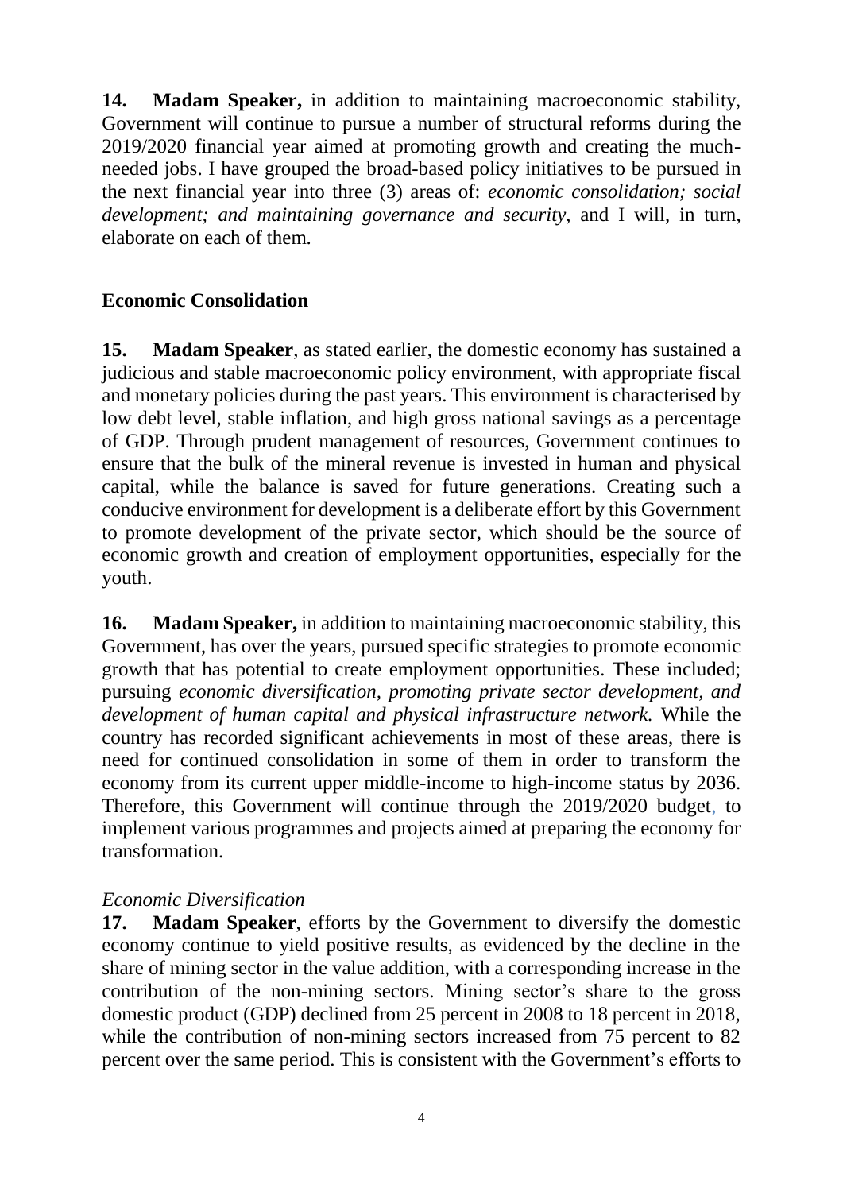**14. Madam Speaker,** in addition to maintaining macroeconomic stability, Government will continue to pursue a number of structural reforms during the 2019/2020 financial year aimed at promoting growth and creating the much-needed jobs. I have grouped the broad-based policy initiatives to be pursued in the next financial year into three (3) areas of: *economic consolidation; social development; and maintaining governance and security*, and I will, in turn, elaborate on each of them.

## Economic Consolidation

**15. Madam Speaker**, as stated earlier, the domestic economy has sustained a judicious and stable macroeconomic policy environment, with appropriate fiscal and monetary policies during the past years. This environment is characterised by low debt level, stable inflation, and high gross national savings as a percentage of GDP. Through prudent management of resources, Government continues to ensure that the bulk of the mineral revenue is invested in human and physical capital, while the balance is saved for future generations. Creating such a conducive environment for development is a deliberate effort by this Government to promote development of the private sector, which should be the source of economic growth and creation of employment opportunities, especially for the youth.

**16. Madam Speaker,** in addition to maintaining macroeconomic stability, this Government, has over the years, pursued specific strategies to promote economic growth that has potential to create employment opportunities. These included; pursuing *economic diversification, promoting private sector development, and development of human capital and physical infrastructure network.* While the country has recorded significant achievements in most of these areas, there is need for continued consolidation in some of them in order to transform the economy from its current upper middle-income to high-income status by 2036. Therefore, this Government will continue through the 2019/2020 budget, to implement various programmes and projects aimed at preparing the economy for transformation.

*Economic Diversification*

**17. Madam Speaker**, efforts by the Government to diversify the domestic economy continue to yield positive results, as evidenced by the decline in the share of mining sector in the value addition, with a corresponding increase in the contribution of the non-mining sectors. Mining sector's share to the gross domestic product (GDP) declined from 25 percent in 2008 to 18 percent in 2018, while the contribution of non-mining sectors increased from 75 percent to 82 percent over the same period. This is consistent with the Government's efforts to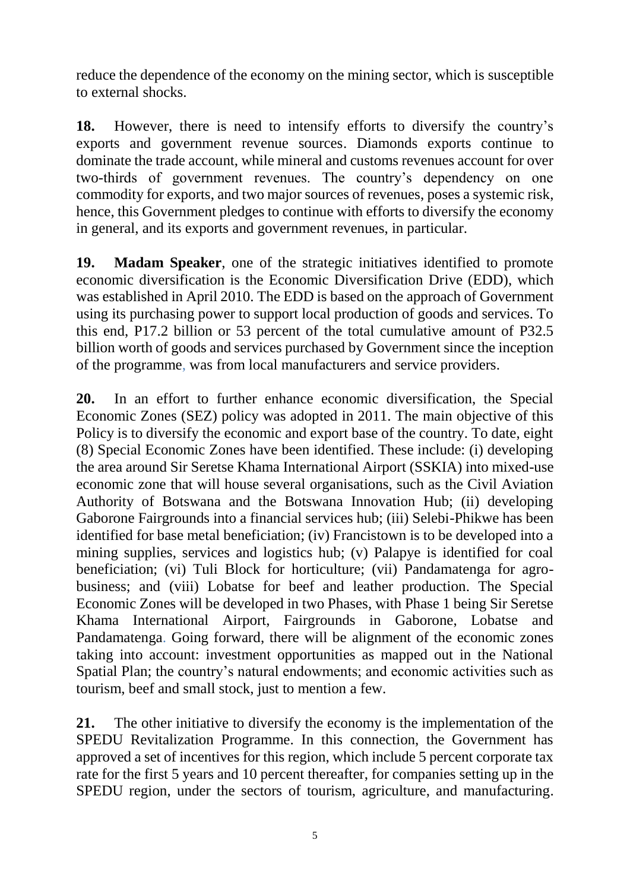reduce the dependence of the economy on the mining sector, which is susceptible to external shocks.

**18.** However, there is need to intensify efforts to diversify the country's exports and government revenue sources. Diamonds exports continue to dominate the trade account, while mineral and customs revenues account for over two-thirds of government revenues. The country's dependency on one commodity for exports, and two major sources of revenues, poses a systemic risk, hence, this Government pledges to continue with efforts to diversify the economy in general, and its exports and government revenues, in particular.

**19.** **Madam Speaker**, one of the strategic initiatives identified to promote economic diversification is the Economic Diversification Drive (EDD), which was established in April 2010. The EDD is based on the approach of Government using its purchasing power to support local production of goods and services. To this end, P17.2 billion or 53 percent of the total cumulative amount of P32.5 billion worth of goods and services purchased by Government since the inception of the programme, was from local manufacturers and service providers.

**20.** In an effort to further enhance economic diversification, the Special Economic Zones (SEZ) policy was adopted in 2011. The main objective of this Policy is to diversify the economic and export base of the country. To date, eight (8) Special Economic Zones have been identified. These include: (i) developing the area around Sir Seretse Khama International Airport (SSKIA) into mixed-use economic zone that will house several organisations, such as the Civil Aviation Authority of Botswana and the Botswana Innovation Hub; (ii) developing Gaborone Fairgrounds into a financial services hub; (iii) Selebi-Phikwe has been identified for base metal beneficiation; (iv) Francistown is to be developed into a mining supplies, services and logistics hub; (v) Palapye is identified for coal beneficiation; (vi) Tuli Block for horticulture; (vii) Pandamatenga for agro-business; and (viii) Lobatse for beef and leather production. The Special Economic Zones will be developed in two Phases, with Phase 1 being Sir Seretse Khama International Airport, Fairgrounds in Gaborone, Lobatse and Pandamatenga. Going forward, there will be alignment of the economic zones taking into account: investment opportunities as mapped out in the National Spatial Plan; the country's natural endowments; and economic activities such as tourism, beef and small stock, just to mention a few.

**21.** The other initiative to diversify the economy is the implementation of the SPEDU Revitalization Programme. In this connection, the Government has approved a set of incentives for this region, which include 5 percent corporate tax rate for the first 5 years and 10 percent thereafter, for companies setting up in the SPEDU region, under the sectors of tourism, agriculture, and manufacturing.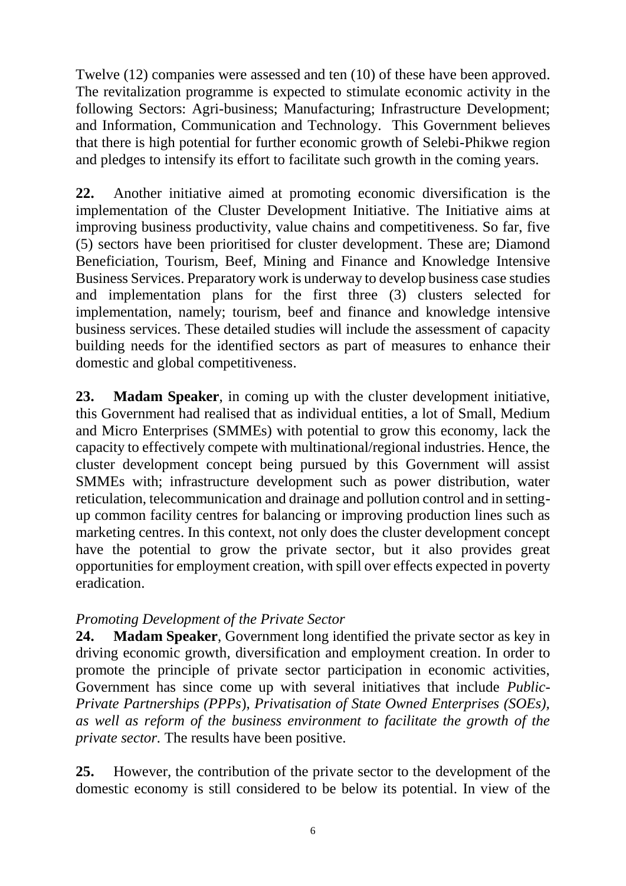Twelve (12) companies were assessed and ten (10) of these have been approved. The revitalization programme is expected to stimulate economic activity in the following Sectors: Agri-business; Manufacturing; Infrastructure Development; and Information, Communication and Technology. This Government believes that there is high potential for further economic growth of Selebi-Phikwe region and pledges to intensify its effort to facilitate such growth in the coming years.

**22.** Another initiative aimed at promoting economic diversification is the implementation of the Cluster Development Initiative. The Initiative aims at improving business productivity, value chains and competitiveness. So far, five (5) sectors have been prioritised for cluster development. These are; Diamond Beneficiation, Tourism, Beef, Mining and Finance and Knowledge Intensive Business Services. Preparatory work is underway to develop business case studies and implementation plans for the first three (3) clusters selected for implementation, namely; tourism, beef and finance and knowledge intensive business services. These detailed studies will include the assessment of capacity building needs for the identified sectors as part of measures to enhance their domestic and global competitiveness.

**23. Madam Speaker**, in coming up with the cluster development initiative, this Government had realised that as individual entities, a lot of Small, Medium and Micro Enterprises (SMMEs) with potential to grow this economy, lack the capacity to effectively compete with multinational/regional industries. Hence, the cluster development concept being pursued by this Government will assist SMMEs with; infrastructure development such as power distribution, water reticulation, telecommunication and drainage and pollution control and in setting-up common facility centres for balancing or improving production lines such as marketing centres. In this context, not only does the cluster development concept have the potential to grow the private sector, but it also provides great opportunities for employment creation, with spill over effects expected in poverty eradication.

*Promoting Development of the Private Sector*

**24. Madam Speaker**, Government long identified the private sector as key in driving economic growth, diversification and employment creation. In order to promote the principle of private sector participation in economic activities, Government has since come up with several initiatives that include *Public-Private Partnerships (PPPs), Privatisation of State Owned Enterprises (SOEs), as well as reform of the business environment to facilitate the growth of the private sector.* The results have been positive.

**25.** However, the contribution of the private sector to the development of the domestic economy is still considered to be below its potential. In view of the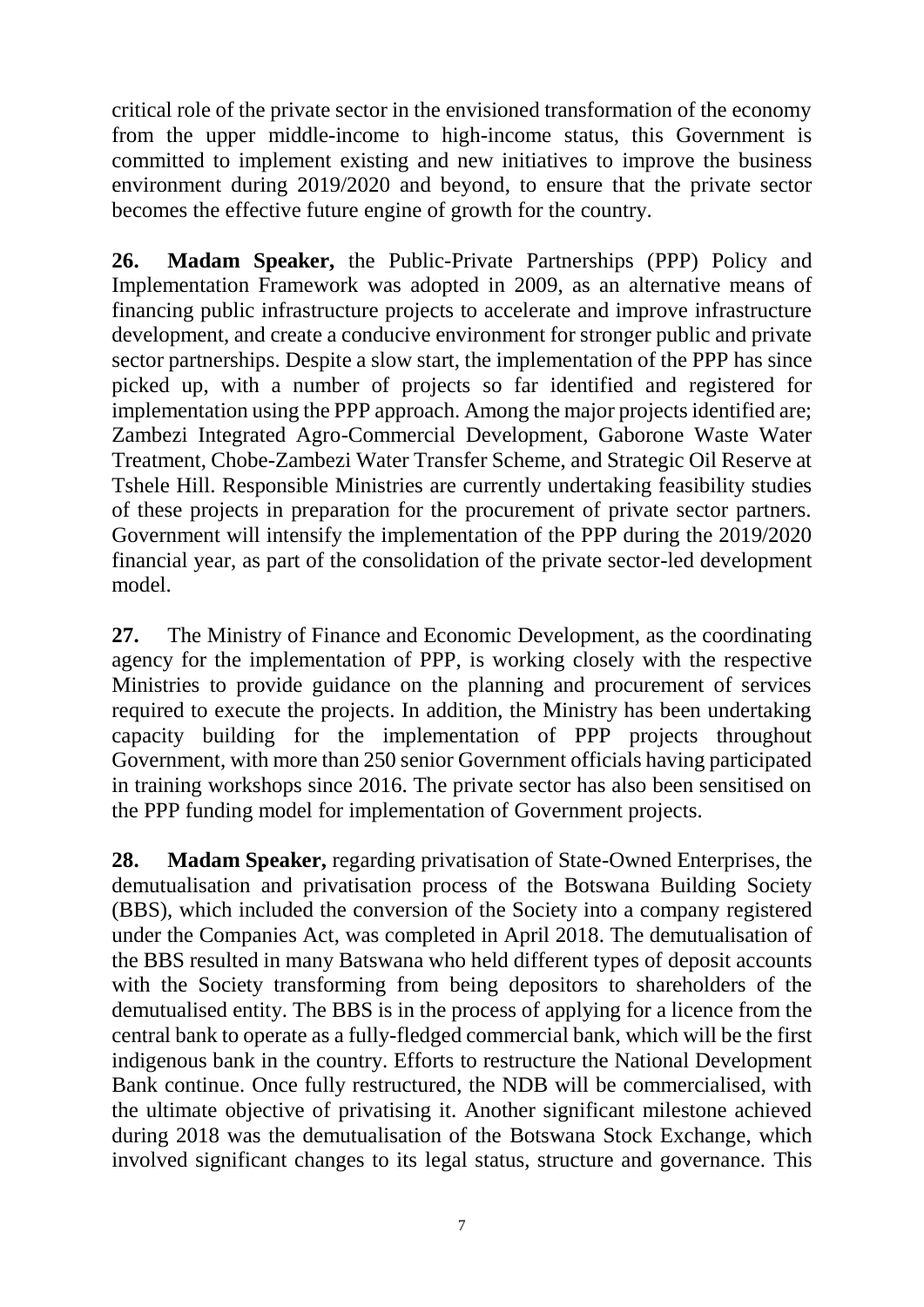critical role of the private sector in the envisioned transformation of the economy from the upper middle-income to high-income status, this Government is committed to implement existing and new initiatives to improve the business environment during 2019/2020 and beyond, to ensure that the private sector becomes the effective future engine of growth for the country.

**26. Madam Speaker,** the Public-Private Partnerships (PPP) Policy and Implementation Framework was adopted in 2009, as an alternative means of financing public infrastructure projects to accelerate and improve infrastructure development, and create a conducive environment for stronger public and private sector partnerships. Despite a slow start, the implementation of the PPP has since picked up, with a number of projects so far identified and registered for implementation using the PPP approach. Among the major projects identified are; Zambezi Integrated Agro-Commercial Development, Gaborone Waste Water Treatment, Chobe-Zambezi Water Transfer Scheme, and Strategic Oil Reserve at Tshele Hill. Responsible Ministries are currently undertaking feasibility studies of these projects in preparation for the procurement of private sector partners. Government will intensify the implementation of the PPP during the 2019/2020 financial year, as part of the consolidation of the private sector-led development model.

**27.** The Ministry of Finance and Economic Development, as the coordinating agency for the implementation of PPP, is working closely with the respective Ministries to provide guidance on the planning and procurement of services required to execute the projects. In addition, the Ministry has been undertaking capacity building for the implementation of PPP projects throughout Government, with more than 250 senior Government officials having participated in training workshops since 2016. The private sector has also been sensitised on the PPP funding model for implementation of Government projects.

**28. Madam Speaker,** regarding privatisation of State-Owned Enterprises, the demutualisation and privatisation process of the Botswana Building Society (BBS), which included the conversion of the Society into a company registered under the Companies Act, was completed in April 2018. The demutualisation of the BBS resulted in many Batswana who held different types of deposit accounts with the Society transforming from being depositors to shareholders of the demutualised entity. The BBS is in the process of applying for a licence from the central bank to operate as a fully-fledged commercial bank, which will be the first indigenous bank in the country. Efforts to restructure the National Development Bank continue. Once fully restructured, the NDB will be commercialised, with the ultimate objective of privatising it. Another significant milestone achieved during 2018 was the demutualisation of the Botswana Stock Exchange, which involved significant changes to its legal status, structure and governance. This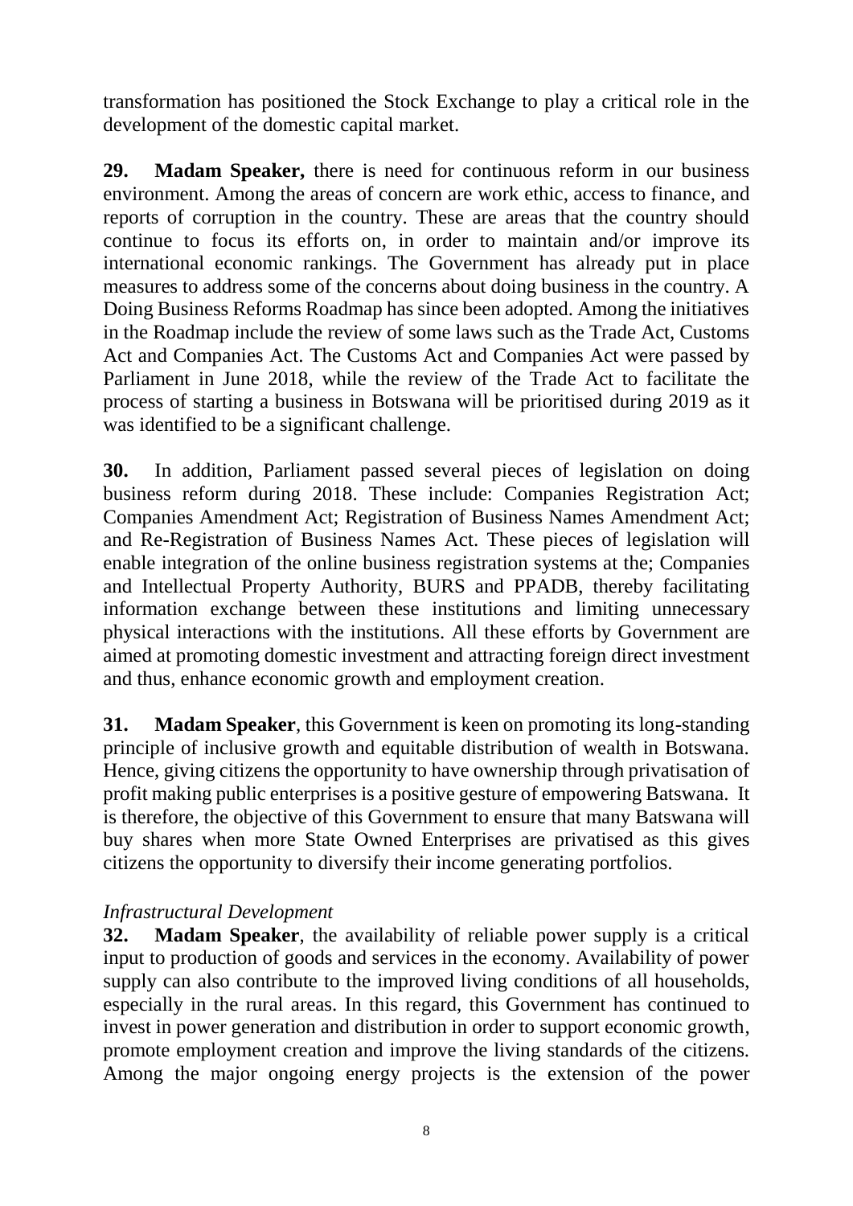transformation has positioned the Stock Exchange to play a critical role in the development of the domestic capital market.

**29. Madam Speaker,** there is need for continuous reform in our business environment. Among the areas of concern are work ethic, access to finance, and reports of corruption in the country. These are areas that the country should continue to focus its efforts on, in order to maintain and/or improve its international economic rankings. The Government has already put in place measures to address some of the concerns about doing business in the country. A Doing Business Reforms Roadmap has since been adopted. Among the initiatives in the Roadmap include the review of some laws such as the Trade Act, Customs Act and Companies Act. The Customs Act and Companies Act were passed by Parliament in June 2018, while the review of the Trade Act to facilitate the process of starting a business in Botswana will be prioritised during 2019 as it was identified to be a significant challenge.

**30.** In addition, Parliament passed several pieces of legislation on doing business reform during 2018. These include: Companies Registration Act; Companies Amendment Act; Registration of Business Names Amendment Act; and Re-Registration of Business Names Act. These pieces of legislation will enable integration of the online business registration systems at the; Companies and Intellectual Property Authority, BURS and PPADB, thereby facilitating information exchange between these institutions and limiting unnecessary physical interactions with the institutions. All these efforts by Government are aimed at promoting domestic investment and attracting foreign direct investment and thus, enhance economic growth and employment creation.

**31. Madam Speaker**, this Government is keen on promoting its long-standing principle of inclusive growth and equitable distribution of wealth in Botswana. Hence, giving citizens the opportunity to have ownership through privatisation of profit making public enterprises is a positive gesture of empowering Batswana. It is therefore, the objective of this Government to ensure that many Batswana will buy shares when more State Owned Enterprises are privatised as this gives citizens the opportunity to diversify their income generating portfolios.

*Infrastructural Development*

**32. Madam Speaker**, the availability of reliable power supply is a critical input to production of goods and services in the economy. Availability of power supply can also contribute to the improved living conditions of all households, especially in the rural areas. In this regard, this Government has continued to invest in power generation and distribution in order to support economic growth, promote employment creation and improve the living standards of the citizens. Among the major ongoing energy projects is the extension of the power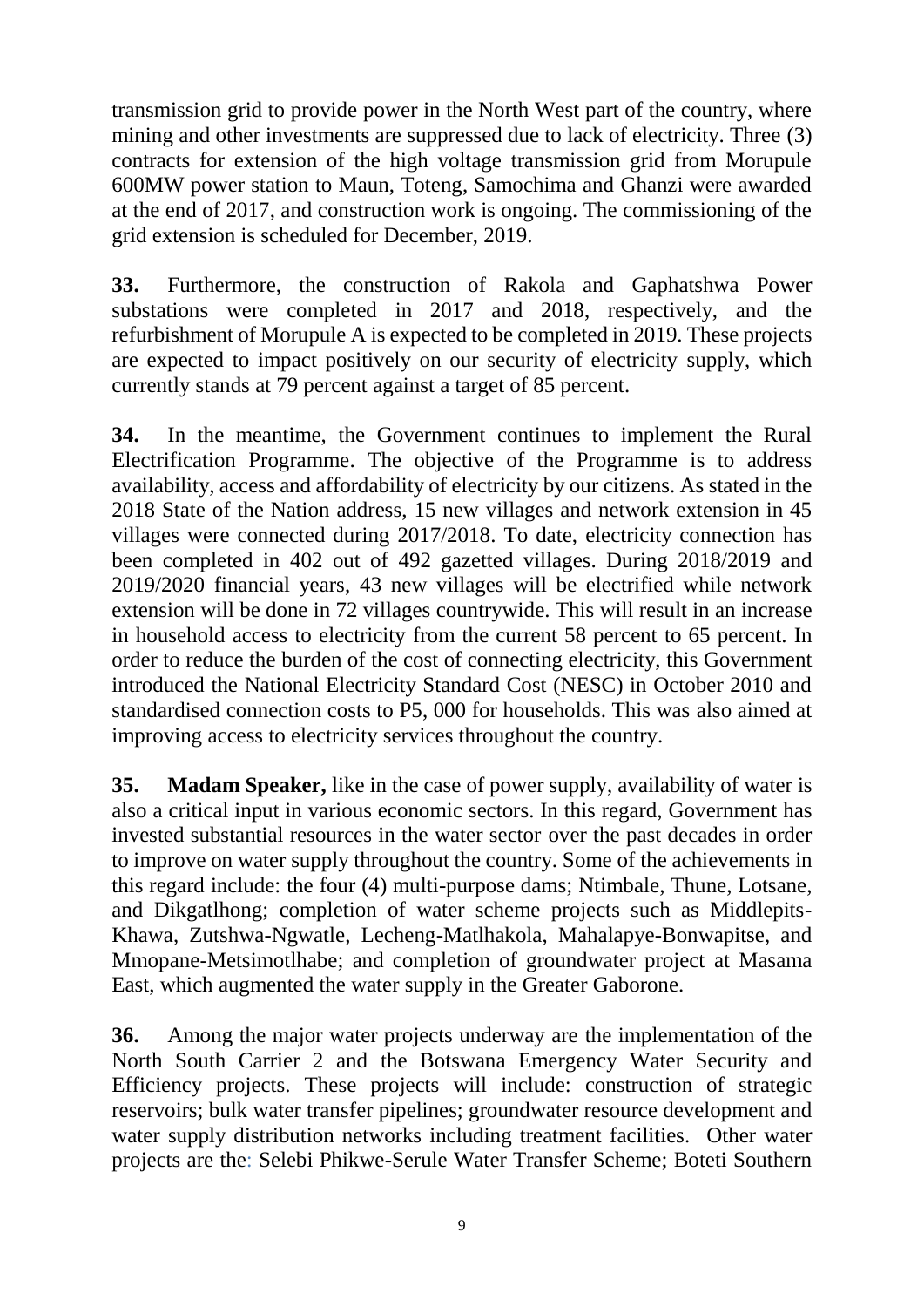transmission grid to provide power in the North West part of the country, where mining and other investments are suppressed due to lack of electricity. Three (3) contracts for extension of the high voltage transmission grid from Morupule 600MW power station to Maun, Toteng, Samochima and Ghanzi were awarded at the end of 2017, and construction work is ongoing. The commissioning of the grid extension is scheduled for December, 2019.

**33.** Furthermore, the construction of Rakola and Gaphatshwa Power substations were completed in 2017 and 2018, respectively, and the refurbishment of Morupule A is expected to be completed in 2019. These projects are expected to impact positively on our security of electricity supply, which currently stands at 79 percent against a target of 85 percent.

**34.** In the meantime, the Government continues to implement the Rural Electrification Programme. The objective of the Programme is to address availability, access and affordability of electricity by our citizens. As stated in the 2018 State of the Nation address, 15 new villages and network extension in 45 villages were connected during 2017/2018. To date, electricity connection has been completed in 402 out of 492 gazetted villages. During 2018/2019 and 2019/2020 financial years, 43 new villages will be electrified while network extension will be done in 72 villages countrywide. This will result in an increase in household access to electricity from the current 58 percent to 65 percent. In order to reduce the burden of the cost of connecting electricity, this Government introduced the National Electricity Standard Cost (NESC) in October 2010 and standardised connection costs to P5, 000 for households. This was also aimed at improving access to electricity services throughout the country.

**35. Madam Speaker,** like in the case of power supply, availability of water is also a critical input in various economic sectors. In this regard, Government has invested substantial resources in the water sector over the past decades in order to improve on water supply throughout the country. Some of the achievements in this regard include: the four (4) multi-purpose dams; Ntimbale, Thune, Lotsane, and Dikgatlhong; completion of water scheme projects such as Middlepits-Khawa, Zutshwa-Ngwatle, Lecheng-Matlhakola, Mahalapye-Bonwapitse, and Mmopane-Metsimotlhabe; and completion of groundwater project at Masama East, which augmented the water supply in the Greater Gaborone.

**36.** Among the major water projects underway are the implementation of the North South Carrier 2 and the Botswana Emergency Water Security and Efficiency projects. These projects will include: construction of strategic reservoirs; bulk water transfer pipelines; groundwater resource development and water supply distribution networks including treatment facilities. Other water projects are the: Selebi Phikwe-Serule Water Transfer Scheme; Boteti Southern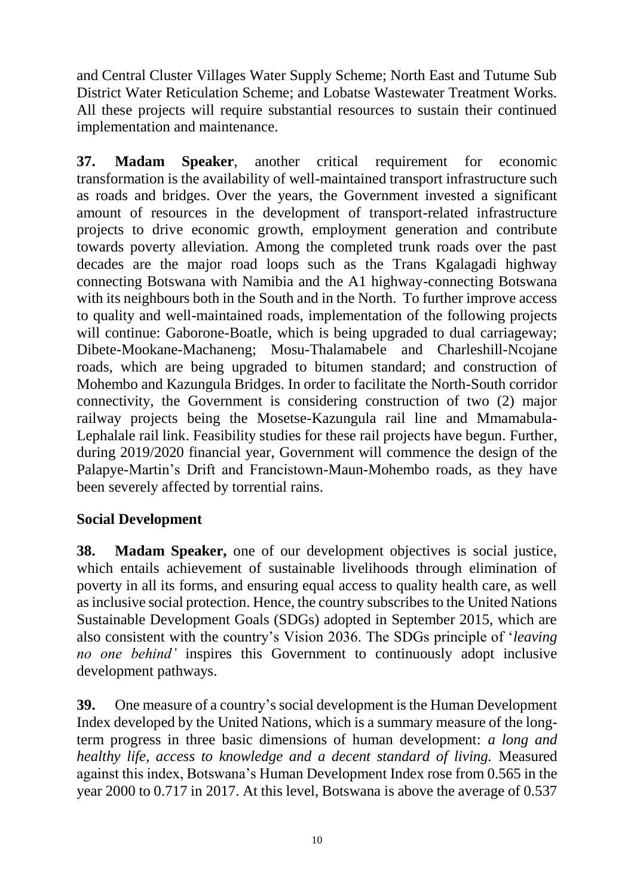and Central Cluster Villages Water Supply Scheme; North East and Tutume Sub District Water Reticulation Scheme; and Lobatse Wastewater Treatment Works. All these projects will require substantial resources to sustain their continued implementation and maintenance.

**37. Madam Speaker**, another critical requirement for economic transformation is the availability of well-maintained transport infrastructure such as roads and bridges. Over the years, the Government invested a significant amount of resources in the development of transport-related infrastructure projects to drive economic growth, employment generation and contribute towards poverty alleviation. Among the completed trunk roads over the past decades are the major road loops such as the Trans Kgalagadi highway connecting Botswana with Namibia and the A1 highway-connecting Botswana with its neighbours both in the South and in the North. To further improve access to quality and well-maintained roads, implementation of the following projects will continue: Gaborone-Boatle, which is being upgraded to dual carriageway; Dibete-Mookane-Machaneng; Mosu-Thalamabele and Charleshill-Ncojane roads, which are being upgraded to bitumen standard; and construction of Mohembo and Kazungula Bridges. In order to facilitate the North-South corridor connectivity, the Government is considering construction of two (2) major railway projects being the Mosetse-Kazungula rail line and Mmamabula-Lephalale rail link. Feasibility studies for these rail projects have begun. Further, during 2019/2020 financial year, Government will commence the design of the Palapye-Martin's Drift and Francistown-Maun-Mohembo roads, as they have been severely affected by torrential rains.

## Social Development

**38. Madam Speaker,** one of our development objectives is social justice, which entails achievement of sustainable livelihoods through elimination of poverty in all its forms, and ensuring equal access to quality health care, as well as inclusive social protection. Hence, the country subscribes to the United Nations Sustainable Development Goals (SDGs) adopted in September 2015, which are also consistent with the country's Vision 2036. The SDGs principle of '*leaving no one behind'* inspires this Government to continuously adopt inclusive development pathways.

**39.** One measure of a country's social development is the Human Development Index developed by the United Nations, which is a summary measure of the long-term progress in three basic dimensions of human development: *a long and healthy life, access to knowledge and a decent standard of living.* Measured against this index, Botswana's Human Development Index rose from 0.565 in the year 2000 to 0.717 in 2017. At this level, Botswana is above the average of 0.537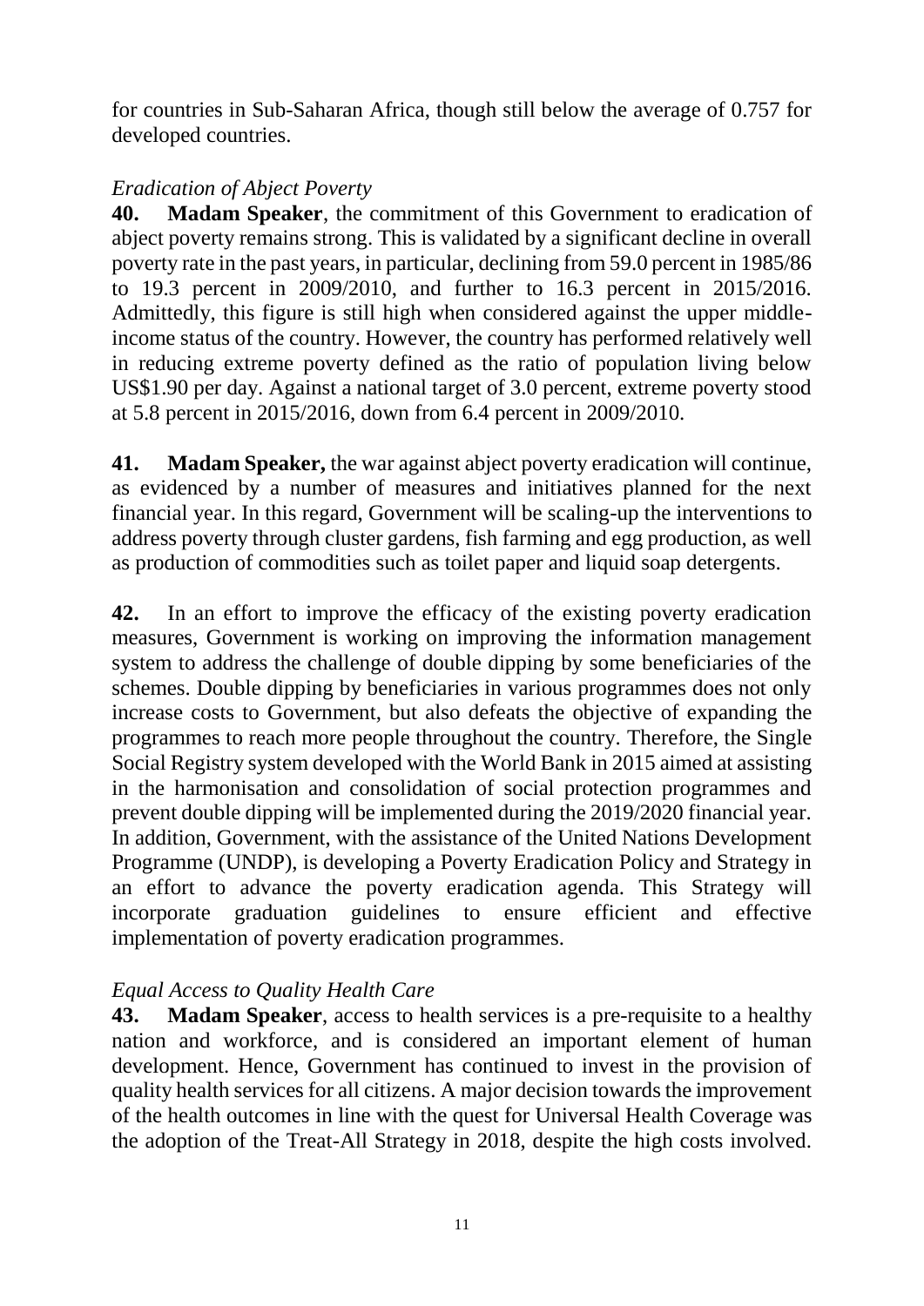for countries in Sub-Saharan Africa, though still below the average of 0.757 for developed countries.

*Eradication of Abject Poverty*

**40. Madam Speaker**, the commitment of this Government to eradication of abject poverty remains strong. This is validated by a significant decline in overall poverty rate in the past years, in particular, declining from 59.0 percent in 1985/86 to 19.3 percent in 2009/2010, and further to 16.3 percent in 2015/2016. Admittedly, this figure is still high when considered against the upper middle-income status of the country. However, the country has performed relatively well in reducing extreme poverty defined as the ratio of population living below US$1.90 per day. Against a national target of 3.0 percent, extreme poverty stood at 5.8 percent in 2015/2016, down from 6.4 percent in 2009/2010.

**41. Madam Speaker,** the war against abject poverty eradication will continue, as evidenced by a number of measures and initiatives planned for the next financial year. In this regard, Government will be scaling-up the interventions to address poverty through cluster gardens, fish farming and egg production, as well as production of commodities such as toilet paper and liquid soap detergents.

**42.** In an effort to improve the efficacy of the existing poverty eradication measures, Government is working on improving the information management system to address the challenge of double dipping by some beneficiaries of the schemes. Double dipping by beneficiaries in various programmes does not only increase costs to Government, but also defeats the objective of expanding the programmes to reach more people throughout the country. Therefore, the Single Social Registry system developed with the World Bank in 2015 aimed at assisting in the harmonisation and consolidation of social protection programmes and prevent double dipping will be implemented during the 2019/2020 financial year. In addition, Government, with the assistance of the United Nations Development Programme (UNDP), is developing a Poverty Eradication Policy and Strategy in an effort to advance the poverty eradication agenda. This Strategy will incorporate graduation guidelines to ensure efficient and effective implementation of poverty eradication programmes.

*Equal Access to Quality Health Care*

**43. Madam Speaker**, access to health services is a pre-requisite to a healthy nation and workforce, and is considered an important element of human development. Hence, Government has continued to invest in the provision of quality health services for all citizens. A major decision towards the improvement of the health outcomes in line with the quest for Universal Health Coverage was the adoption of the Treat-All Strategy in 2018, despite the high costs involved.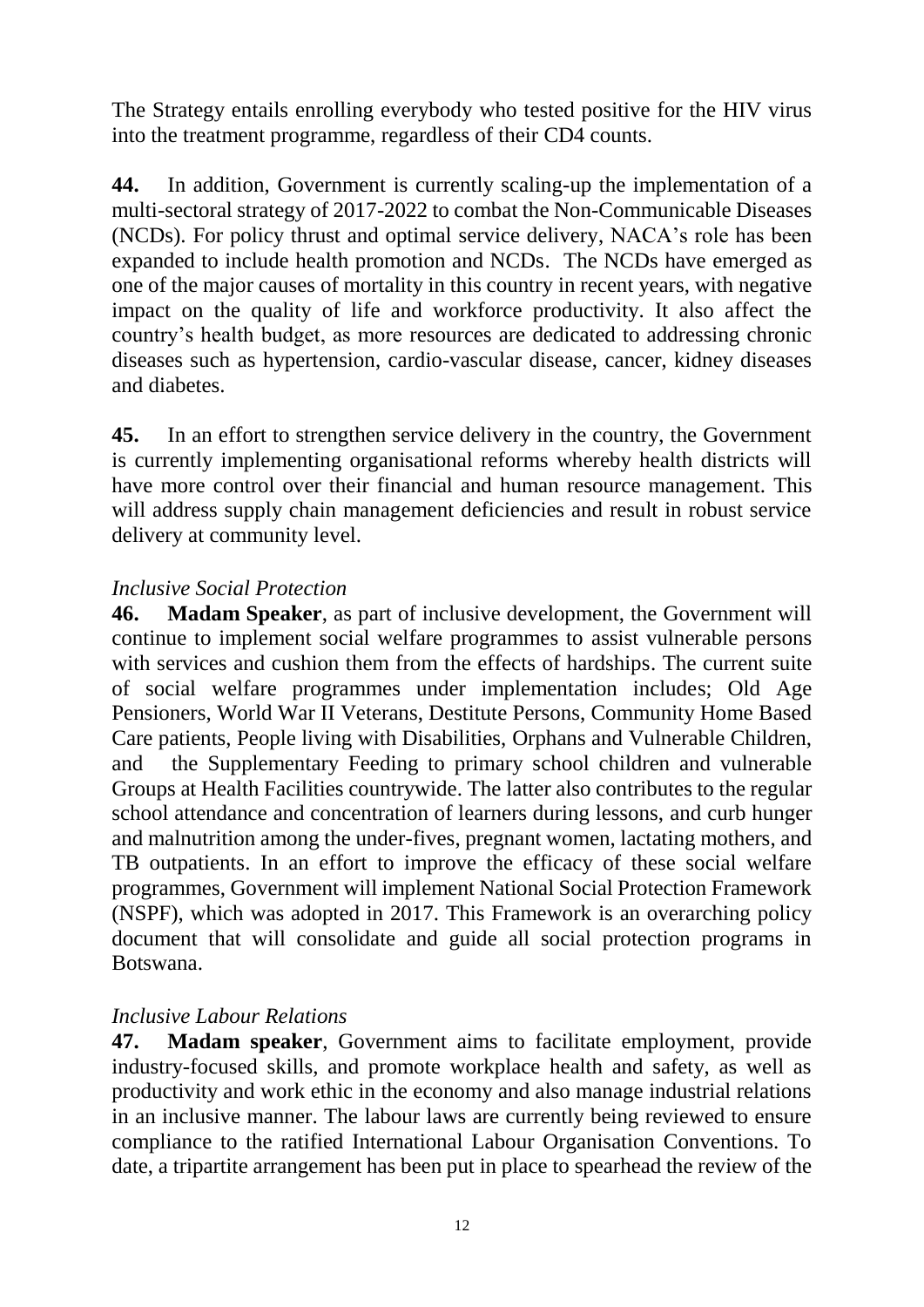The Strategy entails enrolling everybody who tested positive for the HIV virus into the treatment programme, regardless of their CD4 counts.

**44.** In addition, Government is currently scaling-up the implementation of a multi-sectoral strategy of 2017-2022 to combat the Non-Communicable Diseases (NCDs). For policy thrust and optimal service delivery, NACA's role has been expanded to include health promotion and NCDs. The NCDs have emerged as one of the major causes of mortality in this country in recent years, with negative impact on the quality of life and workforce productivity. It also affect the country's health budget, as more resources are dedicated to addressing chronic diseases such as hypertension, cardio-vascular disease, cancer, kidney diseases and diabetes.

**45.** In an effort to strengthen service delivery in the country, the Government is currently implementing organisational reforms whereby health districts will have more control over their financial and human resource management. This will address supply chain management deficiencies and result in robust service delivery at community level.

*Inclusive Social Protection*

**46. Madam Speaker**, as part of inclusive development, the Government will continue to implement social welfare programmes to assist vulnerable persons with services and cushion them from the effects of hardships. The current suite of social welfare programmes under implementation includes; Old Age Pensioners, World War II Veterans, Destitute Persons, Community Home Based Care patients, People living with Disabilities, Orphans and Vulnerable Children, and the Supplementary Feeding to primary school children and vulnerable Groups at Health Facilities countrywide. The latter also contributes to the regular school attendance and concentration of learners during lessons, and curb hunger and malnutrition among the under-fives, pregnant women, lactating mothers, and TB outpatients. In an effort to improve the efficacy of these social welfare programmes, Government will implement National Social Protection Framework (NSPF), which was adopted in 2017. This Framework is an overarching policy document that will consolidate and guide all social protection programs in Botswana.

*Inclusive Labour Relations*

**47. Madam speaker**, Government aims to facilitate employment, provide industry-focused skills, and promote workplace health and safety, as well as productivity and work ethic in the economy and also manage industrial relations in an inclusive manner. The labour laws are currently being reviewed to ensure compliance to the ratified International Labour Organisation Conventions. To date, a tripartite arrangement has been put in place to spearhead the review of the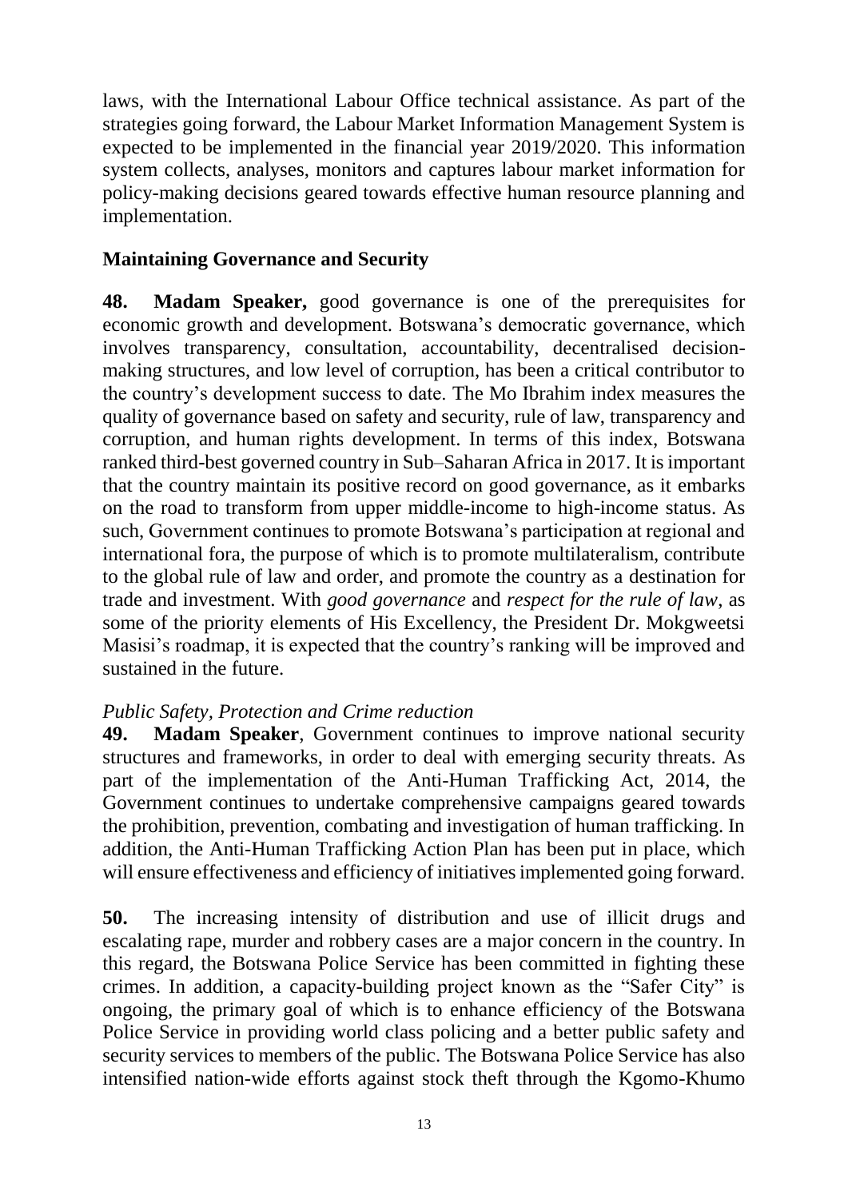laws, with the International Labour Office technical assistance. As part of the strategies going forward, the Labour Market Information Management System is expected to be implemented in the financial year 2019/2020. This information system collects, analyses, monitors and captures labour market information for policy-making decisions geared towards effective human resource planning and implementation.

## Maintaining Governance and Security

**48. Madam Speaker,** good governance is one of the prerequisites for economic growth and development. Botswana's democratic governance, which involves transparency, consultation, accountability, decentralised decision-making structures, and low level of corruption, has been a critical contributor to the country's development success to date. The Mo Ibrahim index measures the quality of governance based on safety and security, rule of law, transparency and corruption, and human rights development. In terms of this index, Botswana ranked third-best governed country in Sub–Saharan Africa in 2017. It is important that the country maintain its positive record on good governance, as it embarks on the road to transform from upper middle-income to high-income status. As such, Government continues to promote Botswana's participation at regional and international fora, the purpose of which is to promote multilateralism, contribute to the global rule of law and order, and promote the country as a destination for trade and investment. With *good governance* and *respect for the rule of law*, as some of the priority elements of His Excellency, the President Dr. Mokgweetsi Masisi's roadmap, it is expected that the country's ranking will be improved and sustained in the future.

### *Public Safety, Protection and Crime reduction*

**49. Madam Speaker**, Government continues to improve national security structures and frameworks, in order to deal with emerging security threats. As part of the implementation of the Anti-Human Trafficking Act, 2014, the Government continues to undertake comprehensive campaigns geared towards the prohibition, prevention, combating and investigation of human trafficking. In addition, the Anti-Human Trafficking Action Plan has been put in place, which will ensure effectiveness and efficiency of initiatives implemented going forward.

**50.** The increasing intensity of distribution and use of illicit drugs and escalating rape, murder and robbery cases are a major concern in the country. In this regard, the Botswana Police Service has been committed in fighting these crimes. In addition, a capacity-building project known as the "Safer City" is ongoing, the primary goal of which is to enhance efficiency of the Botswana Police Service in providing world class policing and a better public safety and security services to members of the public. The Botswana Police Service has also intensified nation-wide efforts against stock theft through the Kgomo-Khumo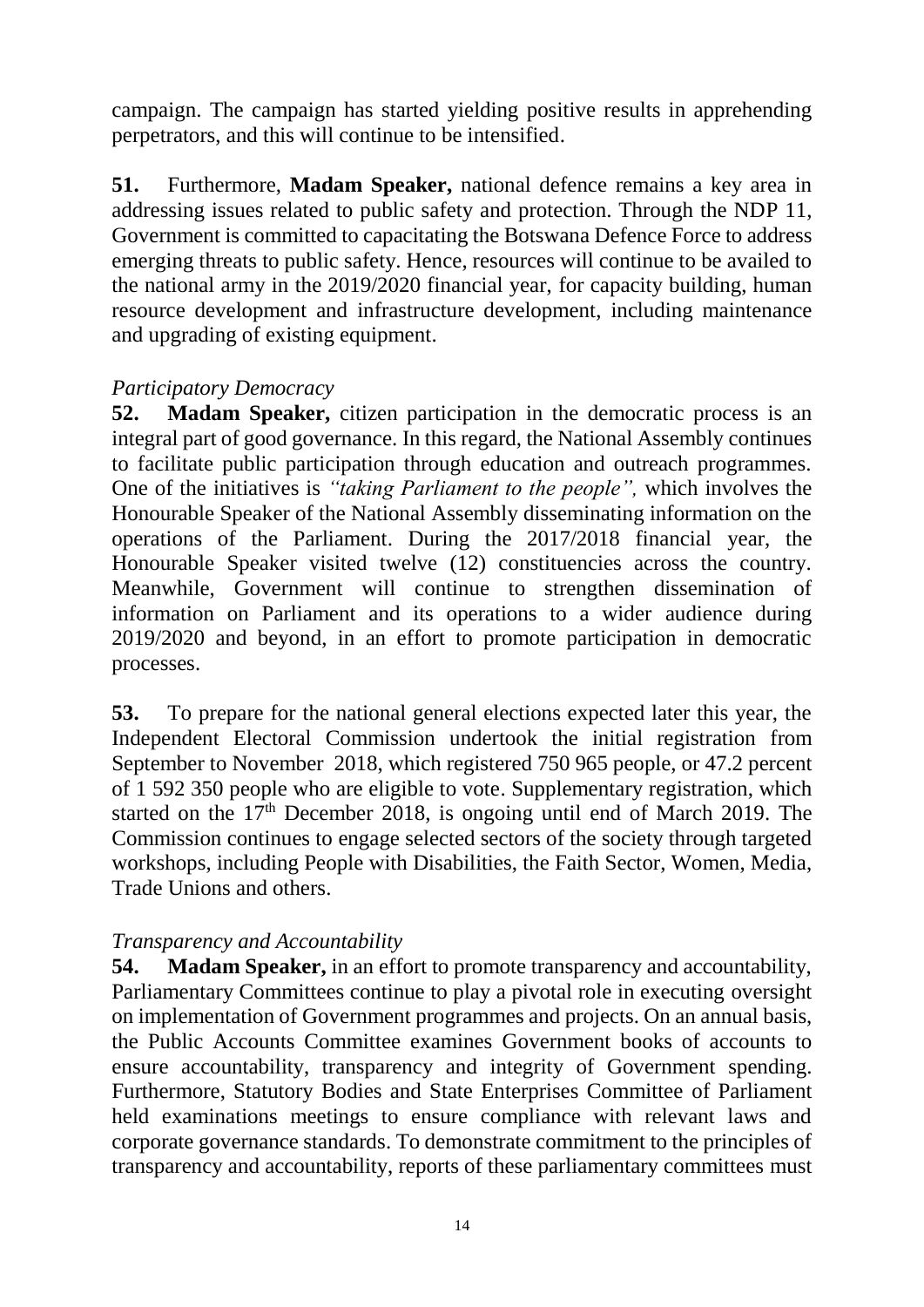campaign. The campaign has started yielding positive results in apprehending perpetrators, and this will continue to be intensified.

**51.** Furthermore, **Madam Speaker,** national defence remains a key area in addressing issues related to public safety and protection. Through the NDP 11, Government is committed to capacitating the Botswana Defence Force to address emerging threats to public safety. Hence, resources will continue to be availed to the national army in the 2019/2020 financial year, for capacity building, human resource development and infrastructure development, including maintenance and upgrading of existing equipment.

*Participatory Democracy*

**52.** **Madam Speaker,** citizen participation in the democratic process is an integral part of good governance. In this regard, the National Assembly continues to facilitate public participation through education and outreach programmes. One of the initiatives is *"taking Parliament to the people",* which involves the Honourable Speaker of the National Assembly disseminating information on the operations of the Parliament. During the 2017/2018 financial year, the Honourable Speaker visited twelve (12) constituencies across the country. Meanwhile, Government will continue to strengthen dissemination of information on Parliament and its operations to a wider audience during 2019/2020 and beyond, in an effort to promote participation in democratic processes.

**53.** To prepare for the national general elections expected later this year, the Independent Electoral Commission undertook the initial registration from September to November 2018, which registered 750 965 people, or 47.2 percent of 1 592 350 people who are eligible to vote. Supplementary registration, which started on the 17th December 2018, is ongoing until end of March 2019. The Commission continues to engage selected sectors of the society through targeted workshops, including People with Disabilities, the Faith Sector, Women, Media, Trade Unions and others.

*Transparency and Accountability*

**54.** **Madam Speaker,** in an effort to promote transparency and accountability, Parliamentary Committees continue to play a pivotal role in executing oversight on implementation of Government programmes and projects. On an annual basis, the Public Accounts Committee examines Government books of accounts to ensure accountability, transparency and integrity of Government spending. Furthermore, Statutory Bodies and State Enterprises Committee of Parliament held examinations meetings to ensure compliance with relevant laws and corporate governance standards. To demonstrate commitment to the principles of transparency and accountability, reports of these parliamentary committees must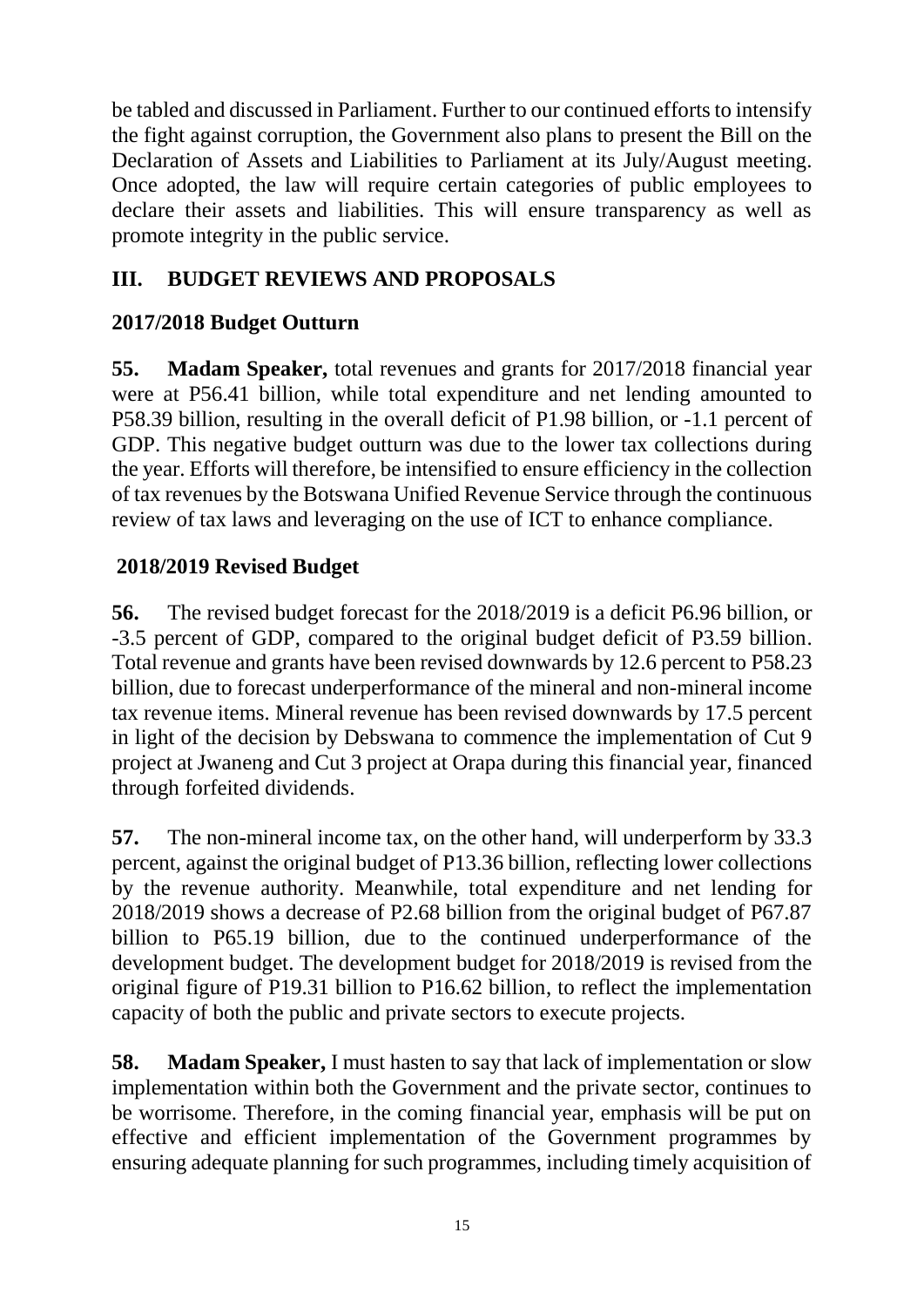be tabled and discussed in Parliament. Further to our continued efforts to intensify the fight against corruption, the Government also plans to present the Bill on the Declaration of Assets and Liabilities to Parliament at its July/August meeting. Once adopted, the law will require certain categories of public employees to declare their assets and liabilities. This will ensure transparency as well as promote integrity in the public service.

## III. BUDGET REVIEWS AND PROPOSALS

### 2017/2018 Budget Outturn

**55. Madam Speaker,** total revenues and grants for 2017/2018 financial year were at P56.41 billion, while total expenditure and net lending amounted to P58.39 billion, resulting in the overall deficit of P1.98 billion, or -1.1 percent of GDP. This negative budget outturn was due to the lower tax collections during the year. Efforts will therefore, be intensified to ensure efficiency in the collection of tax revenues by the Botswana Unified Revenue Service through the continuous review of tax laws and leveraging on the use of ICT to enhance compliance.

### 2018/2019 Revised Budget

**56.** The revised budget forecast for the 2018/2019 is a deficit P6.96 billion, or -3.5 percent of GDP, compared to the original budget deficit of P3.59 billion. Total revenue and grants have been revised downwards by 12.6 percent to P58.23 billion, due to forecast underperformance of the mineral and non-mineral income tax revenue items. Mineral revenue has been revised downwards by 17.5 percent in light of the decision by Debswana to commence the implementation of Cut 9 project at Jwaneng and Cut 3 project at Orapa during this financial year, financed through forfeited dividends.

**57.** The non-mineral income tax, on the other hand, will underperform by 33.3 percent, against the original budget of P13.36 billion, reflecting lower collections by the revenue authority. Meanwhile, total expenditure and net lending for 2018/2019 shows a decrease of P2.68 billion from the original budget of P67.87 billion to P65.19 billion, due to the continued underperformance of the development budget. The development budget for 2018/2019 is revised from the original figure of P19.31 billion to P16.62 billion, to reflect the implementation capacity of both the public and private sectors to execute projects.

**58. Madam Speaker,** I must hasten to say that lack of implementation or slow implementation within both the Government and the private sector, continues to be worrisome. Therefore, in the coming financial year, emphasis will be put on effective and efficient implementation of the Government programmes by ensuring adequate planning for such programmes, including timely acquisition of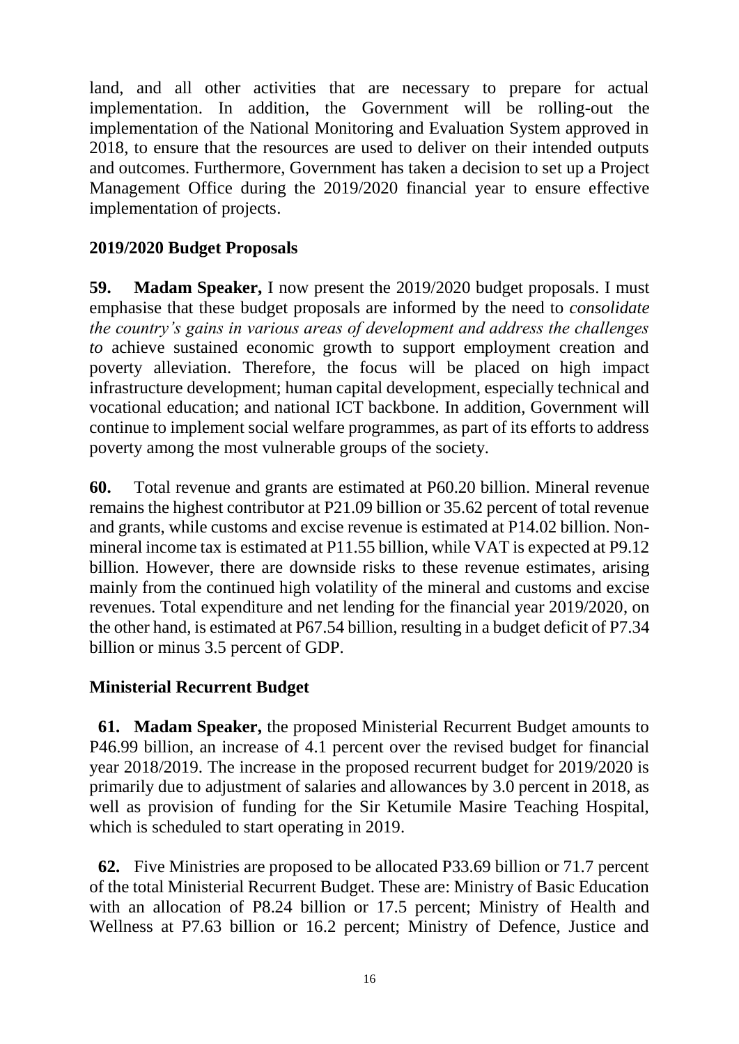land, and all other activities that are necessary to prepare for actual implementation. In addition, the Government will be rolling-out the implementation of the National Monitoring and Evaluation System approved in 2018, to ensure that the resources are used to deliver on their intended outputs and outcomes. Furthermore, Government has taken a decision to set up a Project Management Office during the 2019/2020 financial year to ensure effective implementation of projects.

## 2019/2020 Budget Proposals

**59. Madam Speaker,** I now present the 2019/2020 budget proposals. I must emphasise that these budget proposals are informed by the need to *consolidate the country's gains in various areas of development and address the challenges to* achieve sustained economic growth to support employment creation and poverty alleviation. Therefore, the focus will be placed on high impact infrastructure development; human capital development, especially technical and vocational education; and national ICT backbone. In addition, Government will continue to implement social welfare programmes, as part of its efforts to address poverty among the most vulnerable groups of the society.

**60.** Total revenue and grants are estimated at P60.20 billion. Mineral revenue remains the highest contributor at P21.09 billion or 35.62 percent of total revenue and grants, while customs and excise revenue is estimated at P14.02 billion. Non-mineral income tax is estimated at P11.55 billion, while VAT is expected at P9.12 billion. However, there are downside risks to these revenue estimates, arising mainly from the continued high volatility of the mineral and customs and excise revenues. Total expenditure and net lending for the financial year 2019/2020, on the other hand, is estimated at P67.54 billion, resulting in a budget deficit of P7.34 billion or minus 3.5 percent of GDP.

## Ministerial Recurrent Budget

**61. Madam Speaker,** the proposed Ministerial Recurrent Budget amounts to P46.99 billion, an increase of 4.1 percent over the revised budget for financial year 2018/2019. The increase in the proposed recurrent budget for 2019/2020 is primarily due to adjustment of salaries and allowances by 3.0 percent in 2018, as well as provision of funding for the Sir Ketumile Masire Teaching Hospital, which is scheduled to start operating in 2019.

**62.** Five Ministries are proposed to be allocated P33.69 billion or 71.7 percent of the total Ministerial Recurrent Budget. These are: Ministry of Basic Education with an allocation of P8.24 billion or 17.5 percent; Ministry of Health and Wellness at P7.63 billion or 16.2 percent; Ministry of Defence, Justice and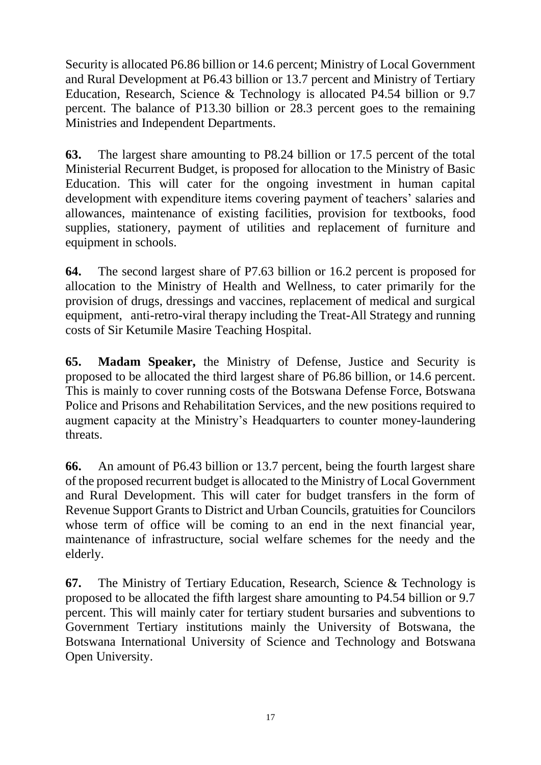Security is allocated P6.86 billion or 14.6 percent; Ministry of Local Government and Rural Development at P6.43 billion or 13.7 percent and Ministry of Tertiary Education, Research, Science & Technology is allocated P4.54 billion or 9.7 percent. The balance of P13.30 billion or 28.3 percent goes to the remaining Ministries and Independent Departments.

**63.** The largest share amounting to P8.24 billion or 17.5 percent of the total Ministerial Recurrent Budget, is proposed for allocation to the Ministry of Basic Education. This will cater for the ongoing investment in human capital development with expenditure items covering payment of teachers' salaries and allowances, maintenance of existing facilities, provision for textbooks, food supplies, stationery, payment of utilities and replacement of furniture and equipment in schools.

**64.** The second largest share of P7.63 billion or 16.2 percent is proposed for allocation to the Ministry of Health and Wellness, to cater primarily for the provision of drugs, dressings and vaccines, replacement of medical and surgical equipment, anti-retro-viral therapy including the Treat-All Strategy and running costs of Sir Ketumile Masire Teaching Hospital.

**65.** **Madam Speaker,** the Ministry of Defense, Justice and Security is proposed to be allocated the third largest share of P6.86 billion, or 14.6 percent. This is mainly to cover running costs of the Botswana Defense Force, Botswana Police and Prisons and Rehabilitation Services, and the new positions required to augment capacity at the Ministry's Headquarters to counter money-laundering threats.

**66.** An amount of P6.43 billion or 13.7 percent, being the fourth largest share of the proposed recurrent budget is allocated to the Ministry of Local Government and Rural Development. This will cater for budget transfers in the form of Revenue Support Grants to District and Urban Councils, gratuities for Councilors whose term of office will be coming to an end in the next financial year, maintenance of infrastructure, social welfare schemes for the needy and the elderly.

**67.** The Ministry of Tertiary Education, Research, Science & Technology is proposed to be allocated the fifth largest share amounting to P4.54 billion or 9.7 percent. This will mainly cater for tertiary student bursaries and subventions to Government Tertiary institutions mainly the University of Botswana, the Botswana International University of Science and Technology and Botswana Open University.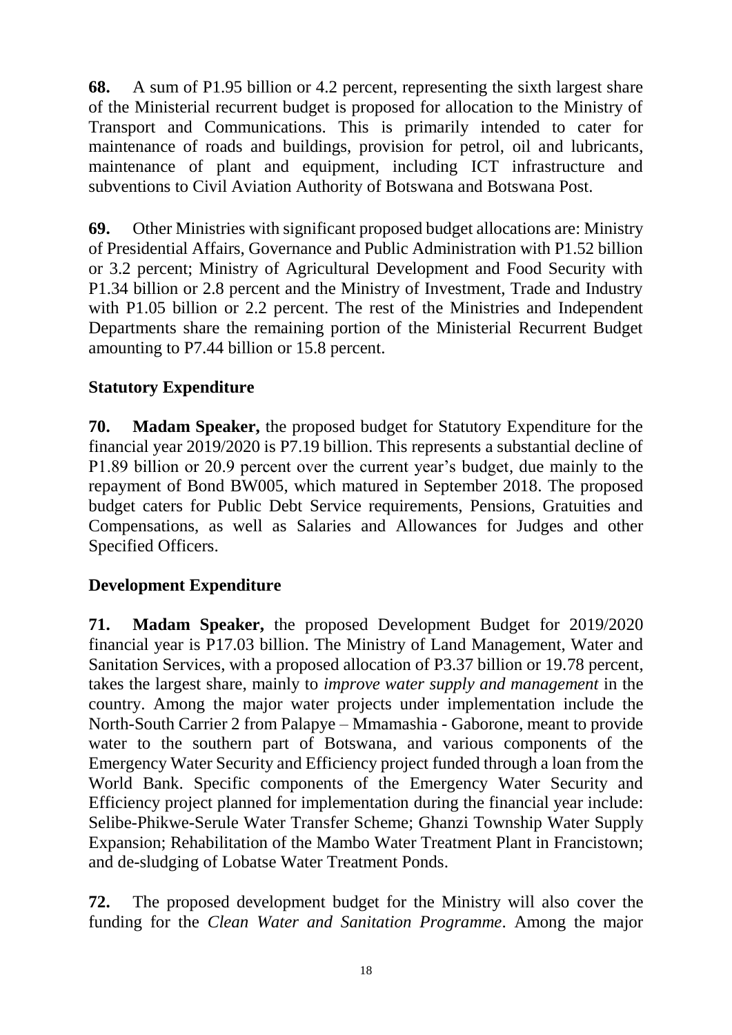**68.** A sum of P1.95 billion or 4.2 percent, representing the sixth largest share of the Ministerial recurrent budget is proposed for allocation to the Ministry of Transport and Communications. This is primarily intended to cater for maintenance of roads and buildings, provision for petrol, oil and lubricants, maintenance of plant and equipment, including ICT infrastructure and subventions to Civil Aviation Authority of Botswana and Botswana Post.

**69.** Other Ministries with significant proposed budget allocations are: Ministry of Presidential Affairs, Governance and Public Administration with P1.52 billion or 3.2 percent; Ministry of Agricultural Development and Food Security with P1.34 billion or 2.8 percent and the Ministry of Investment, Trade and Industry with P1.05 billion or 2.2 percent. The rest of the Ministries and Independent Departments share the remaining portion of the Ministerial Recurrent Budget amounting to P7.44 billion or 15.8 percent.

## Statutory Expenditure

**70. Madam Speaker,** the proposed budget for Statutory Expenditure for the financial year 2019/2020 is P7.19 billion. This represents a substantial decline of P1.89 billion or 20.9 percent over the current year's budget, due mainly to the repayment of Bond BW005, which matured in September 2018. The proposed budget caters for Public Debt Service requirements, Pensions, Gratuities and Compensations, as well as Salaries and Allowances for Judges and other Specified Officers.

## Development Expenditure

**71. Madam Speaker,** the proposed Development Budget for 2019/2020 financial year is P17.03 billion. The Ministry of Land Management, Water and Sanitation Services, with a proposed allocation of P3.37 billion or 19.78 percent, takes the largest share, mainly to *improve water supply and management* in the country. Among the major water projects under implementation include the North-South Carrier 2 from Palapye – Mmamashia - Gaborone, meant to provide water to the southern part of Botswana, and various components of the Emergency Water Security and Efficiency project funded through a loan from the World Bank. Specific components of the Emergency Water Security and Efficiency project planned for implementation during the financial year include: Selibe-Phikwe-Serule Water Transfer Scheme; Ghanzi Township Water Supply Expansion; Rehabilitation of the Mambo Water Treatment Plant in Francistown; and de-sludging of Lobatse Water Treatment Ponds.

**72.** The proposed development budget for the Ministry will also cover the funding for the *Clean Water and Sanitation Programme*. Among the major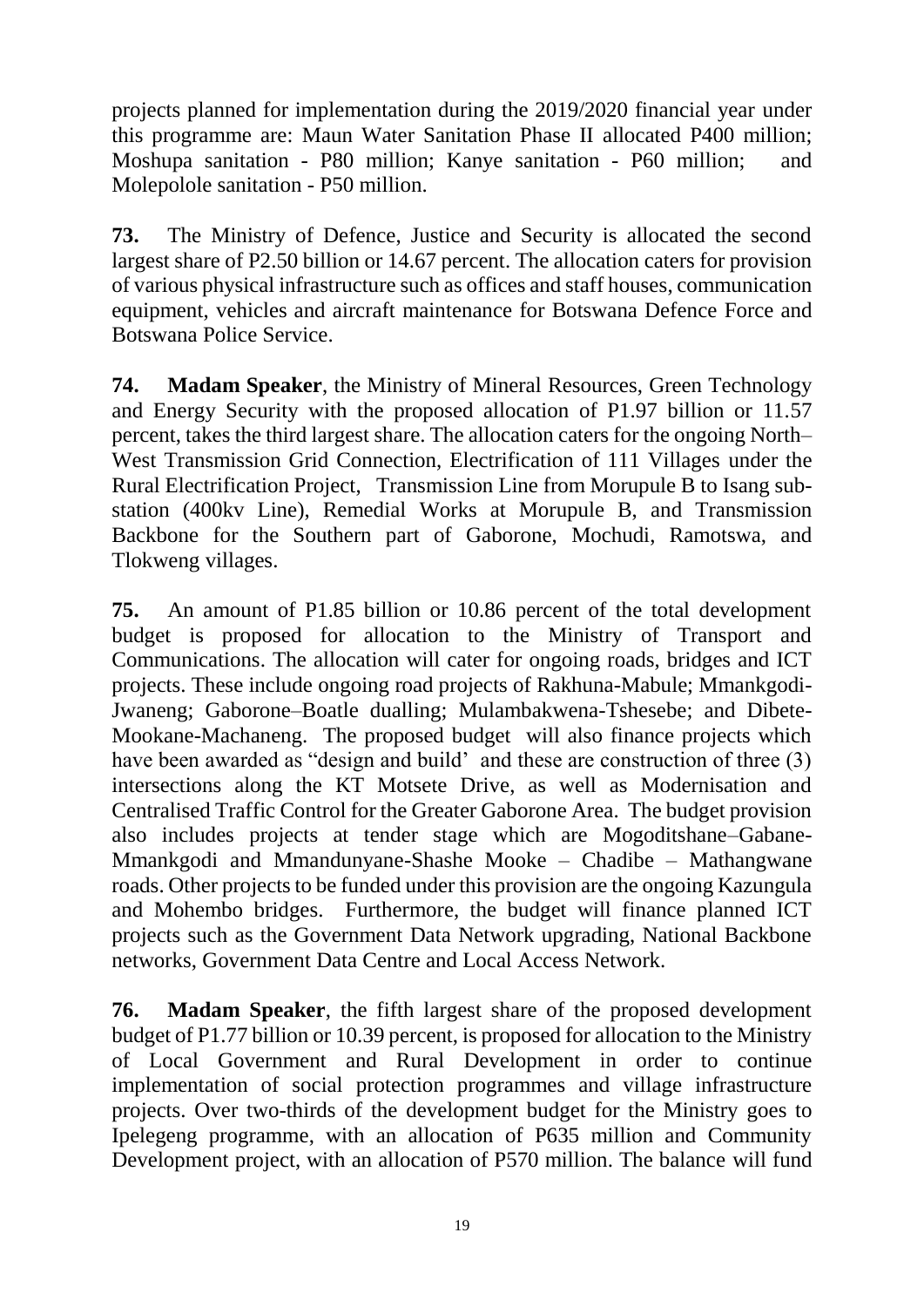projects planned for implementation during the 2019/2020 financial year under this programme are: Maun Water Sanitation Phase II allocated P400 million; Moshupa sanitation - P80 million; Kanye sanitation - P60 million; and Molepolole sanitation - P50 million.

**73.** The Ministry of Defence, Justice and Security is allocated the second largest share of P2.50 billion or 14.67 percent. The allocation caters for provision of various physical infrastructure such as offices and staff houses, communication equipment, vehicles and aircraft maintenance for Botswana Defence Force and Botswana Police Service.

**74.** **Madam Speaker**, the Ministry of Mineral Resources, Green Technology and Energy Security with the proposed allocation of P1.97 billion or 11.57 percent, takes the third largest share. The allocation caters for the ongoing North–West Transmission Grid Connection, Electrification of 111 Villages under the Rural Electrification Project, Transmission Line from Morupule B to Isang sub-station (400kv Line), Remedial Works at Morupule B, and Transmission Backbone for the Southern part of Gaborone, Mochudi, Ramotswa, and Tlokweng villages.

**75.** An amount of P1.85 billion or 10.86 percent of the total development budget is proposed for allocation to the Ministry of Transport and Communications. The allocation will cater for ongoing roads, bridges and ICT projects. These include ongoing road projects of Rakhuna-Mabule; Mmankgodi-Jwaneng; Gaborone–Boatle dualling; Mulambakwena-Tshesebe; and Dibete-Mookane-Machaneng. The proposed budget will also finance projects which have been awarded as "design and build' and these are construction of three (3) intersections along the KT Motsete Drive, as well as Modernisation and Centralised Traffic Control for the Greater Gaborone Area. The budget provision also includes projects at tender stage which are Mogoditshane–Gabane-Mmankgodi and Mmandunyane-Shashe Mooke – Chadibe – Mathangwane roads. Other projects to be funded under this provision are the ongoing Kazungula and Mohembo bridges. Furthermore, the budget will finance planned ICT projects such as the Government Data Network upgrading, National Backbone networks, Government Data Centre and Local Access Network.

**76.** **Madam Speaker**, the fifth largest share of the proposed development budget of P1.77 billion or 10.39 percent, is proposed for allocation to the Ministry of Local Government and Rural Development in order to continue implementation of social protection programmes and village infrastructure projects. Over two-thirds of the development budget for the Ministry goes to Ipelegeng programme, with an allocation of P635 million and Community Development project, with an allocation of P570 million. The balance will fund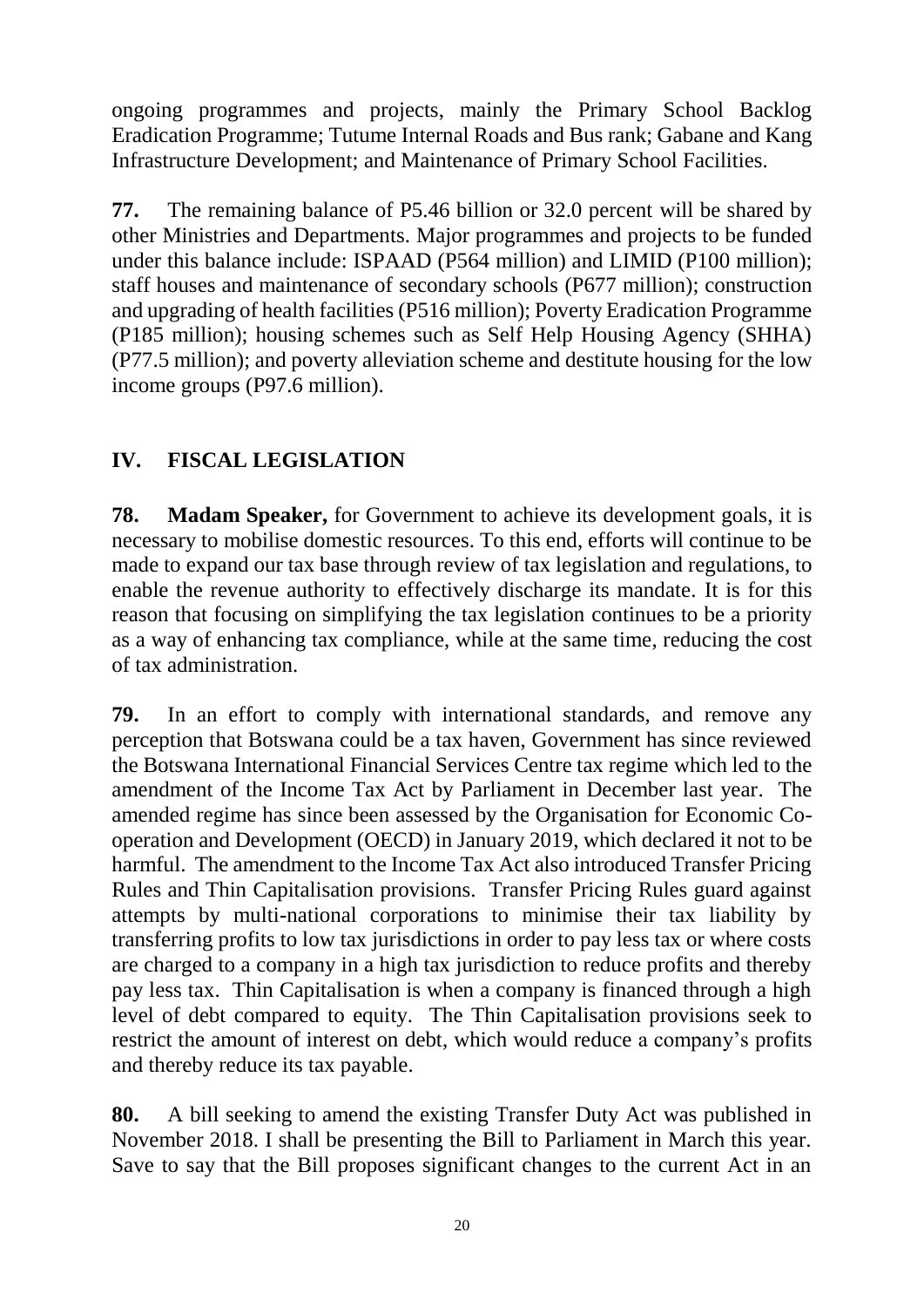ongoing programmes and projects, mainly the Primary School Backlog Eradication Programme; Tutume Internal Roads and Bus rank; Gabane and Kang Infrastructure Development; and Maintenance of Primary School Facilities.

**77.** The remaining balance of P5.46 billion or 32.0 percent will be shared by other Ministries and Departments. Major programmes and projects to be funded under this balance include: ISPAAD (P564 million) and LIMID (P100 million); staff houses and maintenance of secondary schools (P677 million); construction and upgrading of health facilities (P516 million); Poverty Eradication Programme (P185 million); housing schemes such as Self Help Housing Agency (SHHA) (P77.5 million); and poverty alleviation scheme and destitute housing for the low income groups (P97.6 million).

## IV. FISCAL LEGISLATION

**78.** **Madam Speaker,** for Government to achieve its development goals, it is necessary to mobilise domestic resources. To this end, efforts will continue to be made to expand our tax base through review of tax legislation and regulations, to enable the revenue authority to effectively discharge its mandate. It is for this reason that focusing on simplifying the tax legislation continues to be a priority as a way of enhancing tax compliance, while at the same time, reducing the cost of tax administration.

**79.** In an effort to comply with international standards, and remove any perception that Botswana could be a tax haven, Government has since reviewed the Botswana International Financial Services Centre tax regime which led to the amendment of the Income Tax Act by Parliament in December last year. The amended regime has since been assessed by the Organisation for Economic Co-operation and Development (OECD) in January 2019, which declared it not to be harmful. The amendment to the Income Tax Act also introduced Transfer Pricing Rules and Thin Capitalisation provisions. Transfer Pricing Rules guard against attempts by multi-national corporations to minimise their tax liability by transferring profits to low tax jurisdictions in order to pay less tax or where costs are charged to a company in a high tax jurisdiction to reduce profits and thereby pay less tax. Thin Capitalisation is when a company is financed through a high level of debt compared to equity. The Thin Capitalisation provisions seek to restrict the amount of interest on debt, which would reduce a company's profits and thereby reduce its tax payable.

**80.** A bill seeking to amend the existing Transfer Duty Act was published in November 2018. I shall be presenting the Bill to Parliament in March this year. Save to say that the Bill proposes significant changes to the current Act in an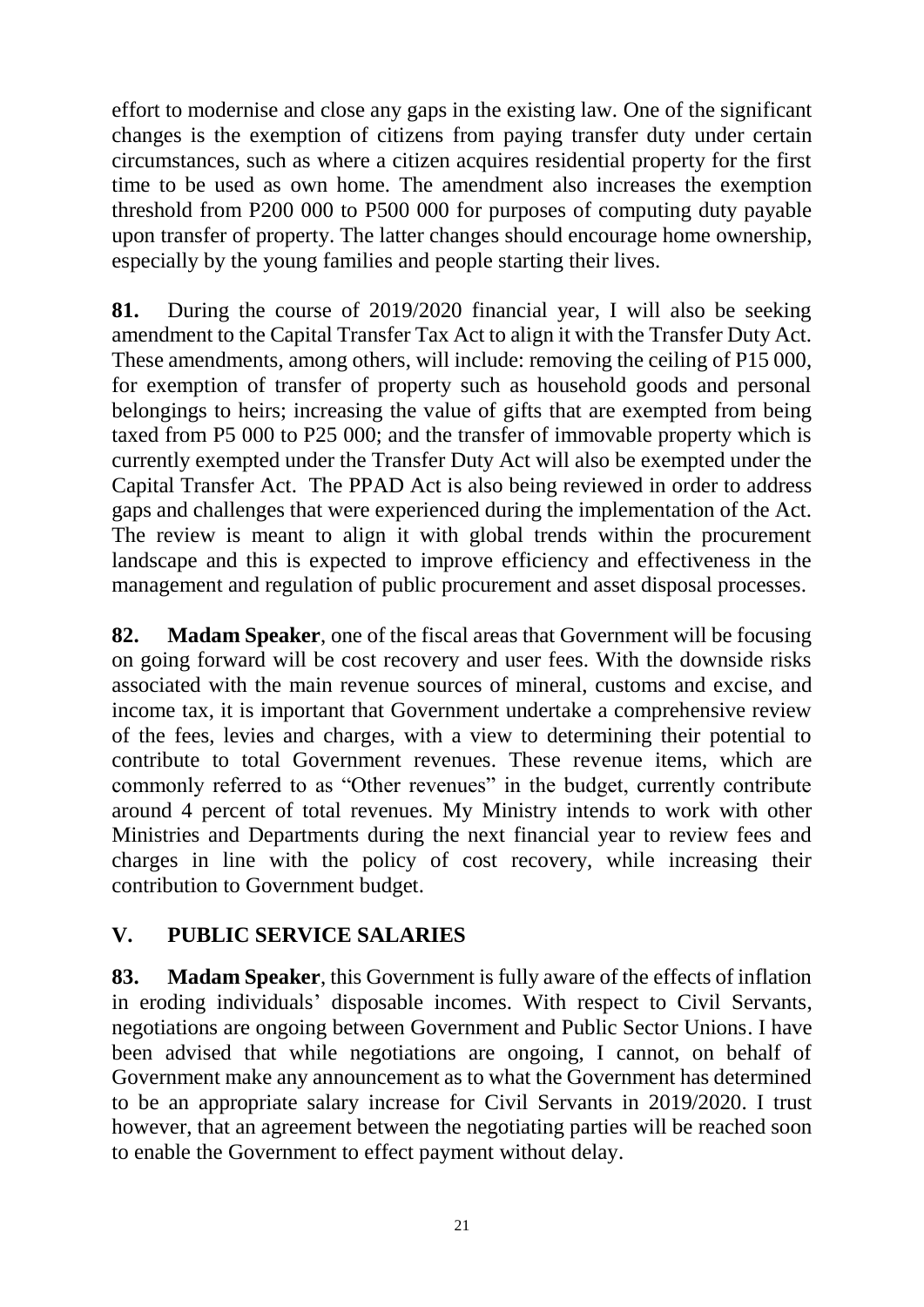effort to modernise and close any gaps in the existing law. One of the significant changes is the exemption of citizens from paying transfer duty under certain circumstances, such as where a citizen acquires residential property for the first time to be used as own home. The amendment also increases the exemption threshold from P200 000 to P500 000 for purposes of computing duty payable upon transfer of property. The latter changes should encourage home ownership, especially by the young families and people starting their lives.

**81.** During the course of 2019/2020 financial year, I will also be seeking amendment to the Capital Transfer Tax Act to align it with the Transfer Duty Act. These amendments, among others, will include: removing the ceiling of P15 000, for exemption of transfer of property such as household goods and personal belongings to heirs; increasing the value of gifts that are exempted from being taxed from P5 000 to P25 000; and the transfer of immovable property which is currently exempted under the Transfer Duty Act will also be exempted under the Capital Transfer Act. The PPAD Act is also being reviewed in order to address gaps and challenges that were experienced during the implementation of the Act. The review is meant to align it with global trends within the procurement landscape and this is expected to improve efficiency and effectiveness in the management and regulation of public procurement and asset disposal processes.

**82.** **Madam Speaker**, one of the fiscal areas that Government will be focusing on going forward will be cost recovery and user fees. With the downside risks associated with the main revenue sources of mineral, customs and excise, and income tax, it is important that Government undertake a comprehensive review of the fees, levies and charges, with a view to determining their potential to contribute to total Government revenues. These revenue items, which are commonly referred to as "Other revenues" in the budget, currently contribute around 4 percent of total revenues. My Ministry intends to work with other Ministries and Departments during the next financial year to review fees and charges in line with the policy of cost recovery, while increasing their contribution to Government budget.

## V. PUBLIC SERVICE SALARIES

**83.** **Madam Speaker**, this Government is fully aware of the effects of inflation in eroding individuals' disposable incomes. With respect to Civil Servants, negotiations are ongoing between Government and Public Sector Unions. I have been advised that while negotiations are ongoing, I cannot, on behalf of Government make any announcement as to what the Government has determined to be an appropriate salary increase for Civil Servants in 2019/2020. I trust however, that an agreement between the negotiating parties will be reached soon to enable the Government to effect payment without delay.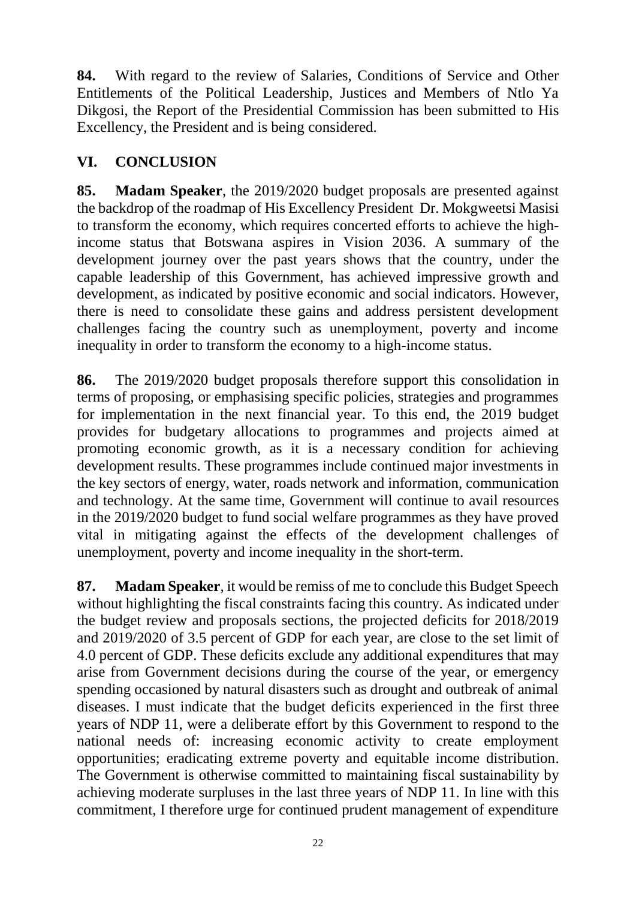**84.** With regard to the review of Salaries, Conditions of Service and Other Entitlements of the Political Leadership, Justices and Members of Ntlo Ya Dikgosi, the Report of the Presidential Commission has been submitted to His Excellency, the President and is being considered.

## VI. CONCLUSION

**85. Madam Speaker**, the 2019/2020 budget proposals are presented against the backdrop of the roadmap of His Excellency President Dr. Mokgweetsi Masisi to transform the economy, which requires concerted efforts to achieve the high-income status that Botswana aspires in Vision 2036. A summary of the development journey over the past years shows that the country, under the capable leadership of this Government, has achieved impressive growth and development, as indicated by positive economic and social indicators. However, there is need to consolidate these gains and address persistent development challenges facing the country such as unemployment, poverty and income inequality in order to transform the economy to a high-income status.

**86.** The 2019/2020 budget proposals therefore support this consolidation in terms of proposing, or emphasising specific policies, strategies and programmes for implementation in the next financial year. To this end, the 2019 budget provides for budgetary allocations to programmes and projects aimed at promoting economic growth, as it is a necessary condition for achieving development results. These programmes include continued major investments in the key sectors of energy, water, roads network and information, communication and technology. At the same time, Government will continue to avail resources in the 2019/2020 budget to fund social welfare programmes as they have proved vital in mitigating against the effects of the development challenges of unemployment, poverty and income inequality in the short-term.

**87. Madam Speaker**, it would be remiss of me to conclude this Budget Speech without highlighting the fiscal constraints facing this country. As indicated under the budget review and proposals sections, the projected deficits for 2018/2019 and 2019/2020 of 3.5 percent of GDP for each year, are close to the set limit of 4.0 percent of GDP. These deficits exclude any additional expenditures that may arise from Government decisions during the course of the year, or emergency spending occasioned by natural disasters such as drought and outbreak of animal diseases. I must indicate that the budget deficits experienced in the first three years of NDP 11, were a deliberate effort by this Government to respond to the national needs of: increasing economic activity to create employment opportunities; eradicating extreme poverty and equitable income distribution. The Government is otherwise committed to maintaining fiscal sustainability by achieving moderate surpluses in the last three years of NDP 11. In line with this commitment, I therefore urge for continued prudent management of expenditure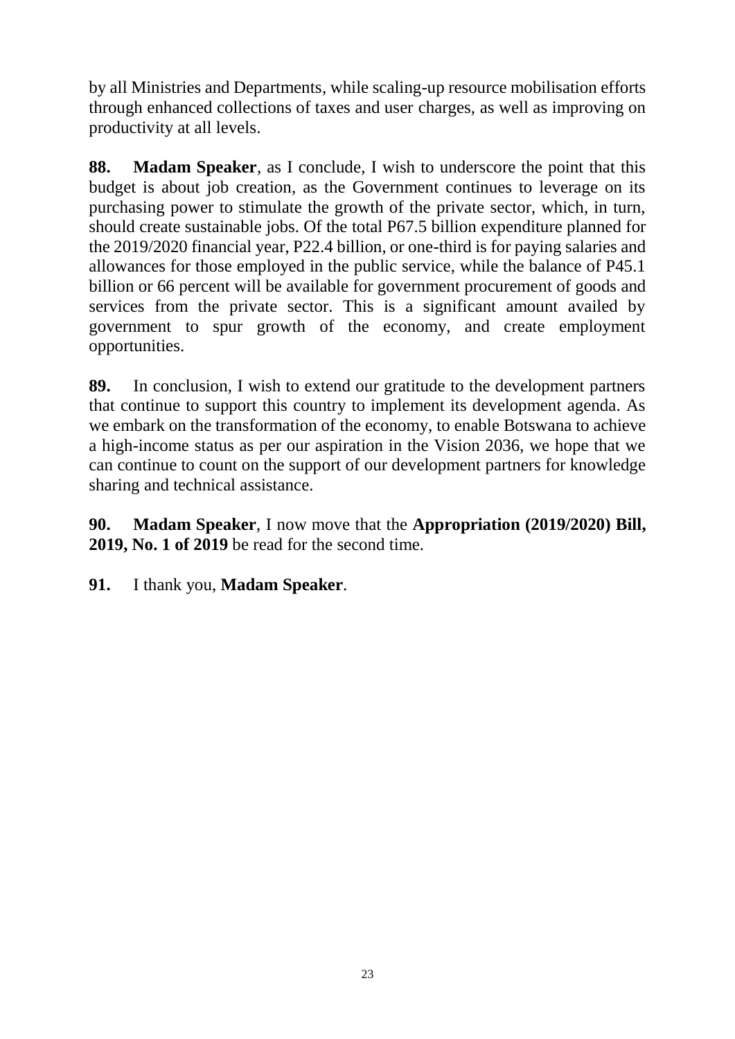by all Ministries and Departments, while scaling-up resource mobilisation efforts through enhanced collections of taxes and user charges, as well as improving on productivity at all levels.

**88.** **Madam Speaker**, as I conclude, I wish to underscore the point that this budget is about job creation, as the Government continues to leverage on its purchasing power to stimulate the growth of the private sector, which, in turn, should create sustainable jobs. Of the total P67.5 billion expenditure planned for the 2019/2020 financial year, P22.4 billion, or one-third is for paying salaries and allowances for those employed in the public service, while the balance of P45.1 billion or 66 percent will be available for government procurement of goods and services from the private sector. This is a significant amount availed by government to spur growth of the economy, and create employment opportunities.

**89.** In conclusion, I wish to extend our gratitude to the development partners that continue to support this country to implement its development agenda. As we embark on the transformation of the economy, to enable Botswana to achieve a high-income status as per our aspiration in the Vision 2036, we hope that we can continue to count on the support of our development partners for knowledge sharing and technical assistance.

**90.** **Madam Speaker**, I now move that the **Appropriation (2019/2020) Bill, 2019, No. 1 of 2019** be read for the second time.

**91.** I thank you, **Madam Speaker**.